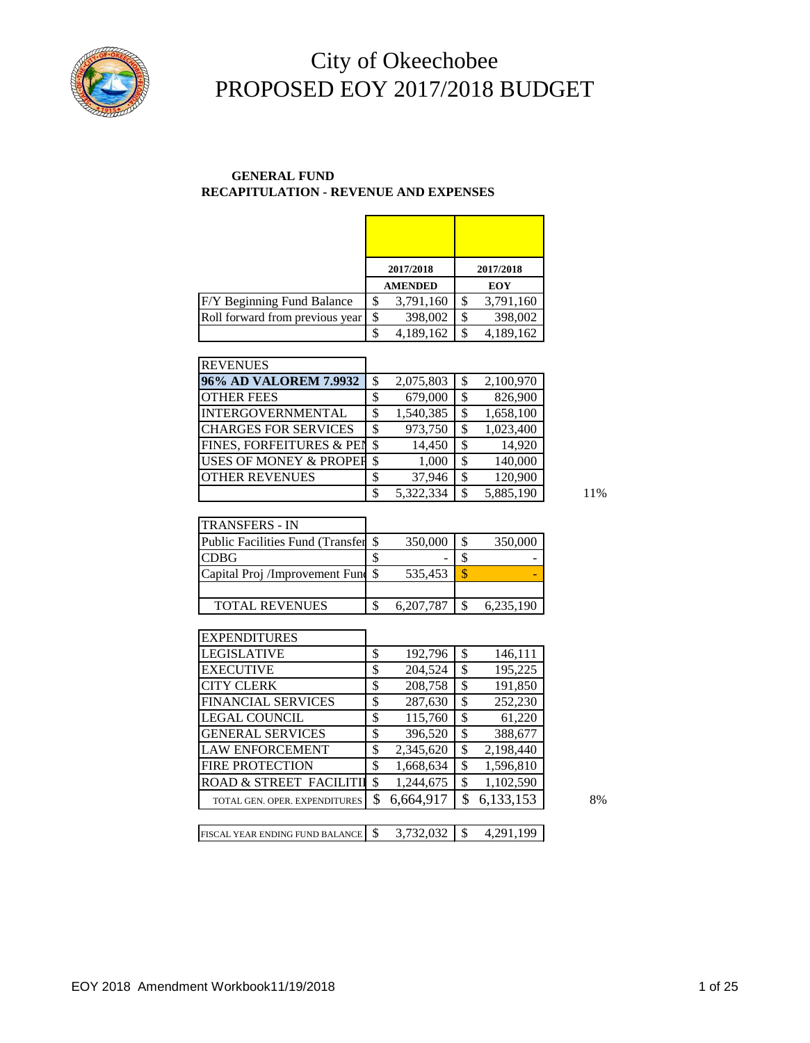# City of Okeechobee
# PROPOSED EOY 2017/2018 BUDGET

**GENERAL FUND**
**RECAPITULATION - REVENUE AND EXPENSES**

| | 2017/2018 AMENDED | 2017/2018 EOY | |
|---|---|---|---|
| F/Y Beginning Fund Balance | $ 3,791,160 | $ 3,791,160 | |
| Roll forward from previous year | $ 398,002 | $ 398,002 | |
| | $ 4,189,162 | $ 4,189,162 | |
| | | | |
| REVENUES | | | |
| 96% AD VALOREM 7.9932 | $ 2,075,803 | $ 2,100,970 | |
| OTHER FEES | $ 679,000 | $ 826,900 | |
| INTERGOVERNMENTAL | $ 1,540,385 | $ 1,658,100 | |
| CHARGES FOR SERVICES | $ 973,750 | $ 1,023,400 | |
| FINES, FORFEITURES & PEN | $ 14,450 | $ 14,920 | |
| USES OF MONEY & PROPER | $ 1,000 | $ 140,000 | |
| OTHER REVENUES | $ 37,946 | $ 120,900 | |
| | $ 5,322,334 | $ 5,885,190 | 11% |
| | | | |
| TRANSFERS - IN | | | |
| Public Facilities Fund (Transfer | $ 350,000 | $ 350,000 | |
| CDBG | $ - | $ - | |
| Capital Proj /Improvement Fund | $ 535,453 | $ - | |
| | | | |
| TOTAL REVENUES | $ 6,207,787 | $ 6,235,190 | |
| | | | |
| EXPENDITURES | | | |
| LEGISLATIVE | $ 192,796 | $ 146,111 | |
| EXECUTIVE | $ 204,524 | $ 195,225 | |
| CITY CLERK | $ 208,758 | $ 191,850 | |
| FINANCIAL SERVICES | $ 287,630 | $ 252,230 | |
| LEGAL COUNCIL | $ 115,760 | $ 61,220 | |
| GENERAL SERVICES | $ 396,520 | $ 388,677 | |
| LAW ENFORCEMENT | $ 2,345,620 | $ 2,198,440 | |
| FIRE PROTECTION | $ 1,668,634 | $ 1,596,810 | |
| ROAD & STREET FACILITI | $ 1,244,675 | $ 1,102,590 | |
| TOTAL GEN. OPER. EXPENDITURES | $ 6,664,917 | $ 6,133,153 | 8% |
| | | | |
| FISCAL YEAR ENDING FUND BALANCE | $ 3,732,032 | $ 4,291,199 | |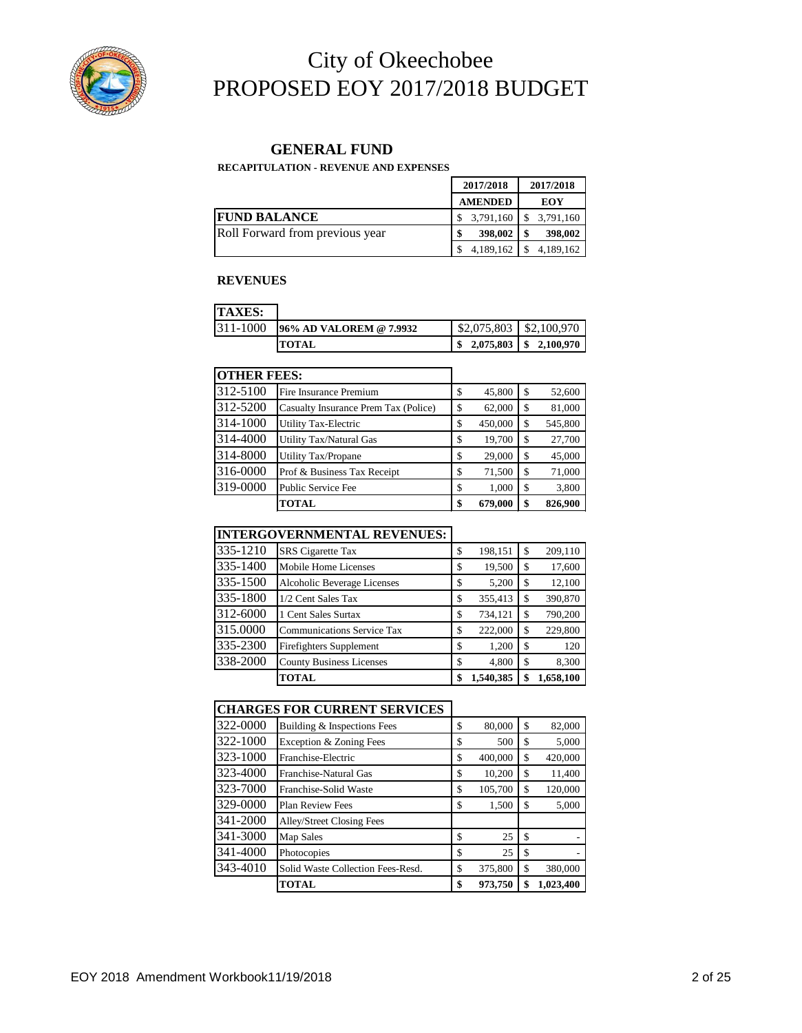# City of Okeechobee
# PROPOSED EOY 2017/2018 BUDGET

## GENERAL FUND

**RECAPITULATION - REVENUE AND EXPENSES**

| | 2017/2018 AMENDED | 2017/2018 EOY |
|---|---|---|
| **FUND BALANCE** | $ 3,791,160 | $ 3,791,160 |
| Roll Forward from previous year | **$ 398,002** | **$ 398,002** |
| | $ 4,189,162 | $ 4,189,162 |

### REVENUES

| **TAXES:** | | | |
|---|---|---|---|
| 311-1000 | **96% AD VALOREM @ 7.9932** | $2,075,803 | $2,100,970 |
| | **TOTAL** | **$ 2,075,803** | **$ 2,100,970** |

| **OTHER FEES:** | | | |
|---|---|---|---|
| 312-5100 | Fire Insurance Premium | $ 45,800 | $ 52,600 |
| 312-5200 | Casualty Insurance Prem Tax (Police) | $ 62,000 | $ 81,000 |
| 314-1000 | Utility Tax-Electric | $ 450,000 | $ 545,800 |
| 314-4000 | Utility Tax/Natural Gas | $ 19,700 | $ 27,700 |
| 314-8000 | Utility Tax/Propane | $ 29,000 | $ 45,000 |
| 316-0000 | Prof & Business Tax Receipt | $ 71,500 | $ 71,000 |
| 319-0000 | Public Service Fee | $ 1,000 | $ 3,800 |
| | **TOTAL** | **$ 679,000** | **$ 826,900** |

| **INTERGOVERNMENTAL REVENUES:** | | | |
|---|---|---|---|
| 335-1210 | SRS Cigarette Tax | $ 198,151 | $ 209,110 |
| 335-1400 | Mobile Home Licenses | $ 19,500 | $ 17,600 |
| 335-1500 | Alcoholic Beverage Licenses | $ 5,200 | $ 12,100 |
| 335-1800 | 1/2 Cent Sales Tax | $ 355,413 | $ 390,870 |
| 312-6000 | 1 Cent Sales Surtax | $ 734,121 | $ 790,200 |
| 315.0000 | Communications Service Tax | $ 222,000 | $ 229,800 |
| 335-2300 | Firefighters Supplement | $ 1,200 | $ 120 |
| 338-2000 | County Business Licenses | $ 4,800 | $ 8,300 |
| | **TOTAL** | **$ 1,540,385** | **$ 1,658,100** |

| **CHARGES FOR CURRENT SERVICES** | | | |
|---|---|---|---|
| 322-0000 | Building & Inspections Fees | $ 80,000 | $ 82,000 |
| 322-1000 | Exception & Zoning Fees | $ 500 | $ 5,000 |
| 323-1000 | Franchise-Electric | $ 400,000 | $ 420,000 |
| 323-4000 | Franchise-Natural Gas | $ 10,200 | $ 11,400 |
| 323-7000 | Franchise-Solid Waste | $ 105,700 | $ 120,000 |
| 329-0000 | Plan Review Fees | $ 1,500 | $ 5,000 |
| 341-2000 | Alley/Street Closing Fees | | |
| 341-3000 | Map Sales | $ 25 | $ - |
| 341-4000 | Photocopies | $ 25 | $ - |
| 343-4010 | Solid Waste Collection Fees-Resd. | $ 375,800 | $ 380,000 |
| | **TOTAL** | **$ 973,750** | **$ 1,023,400** |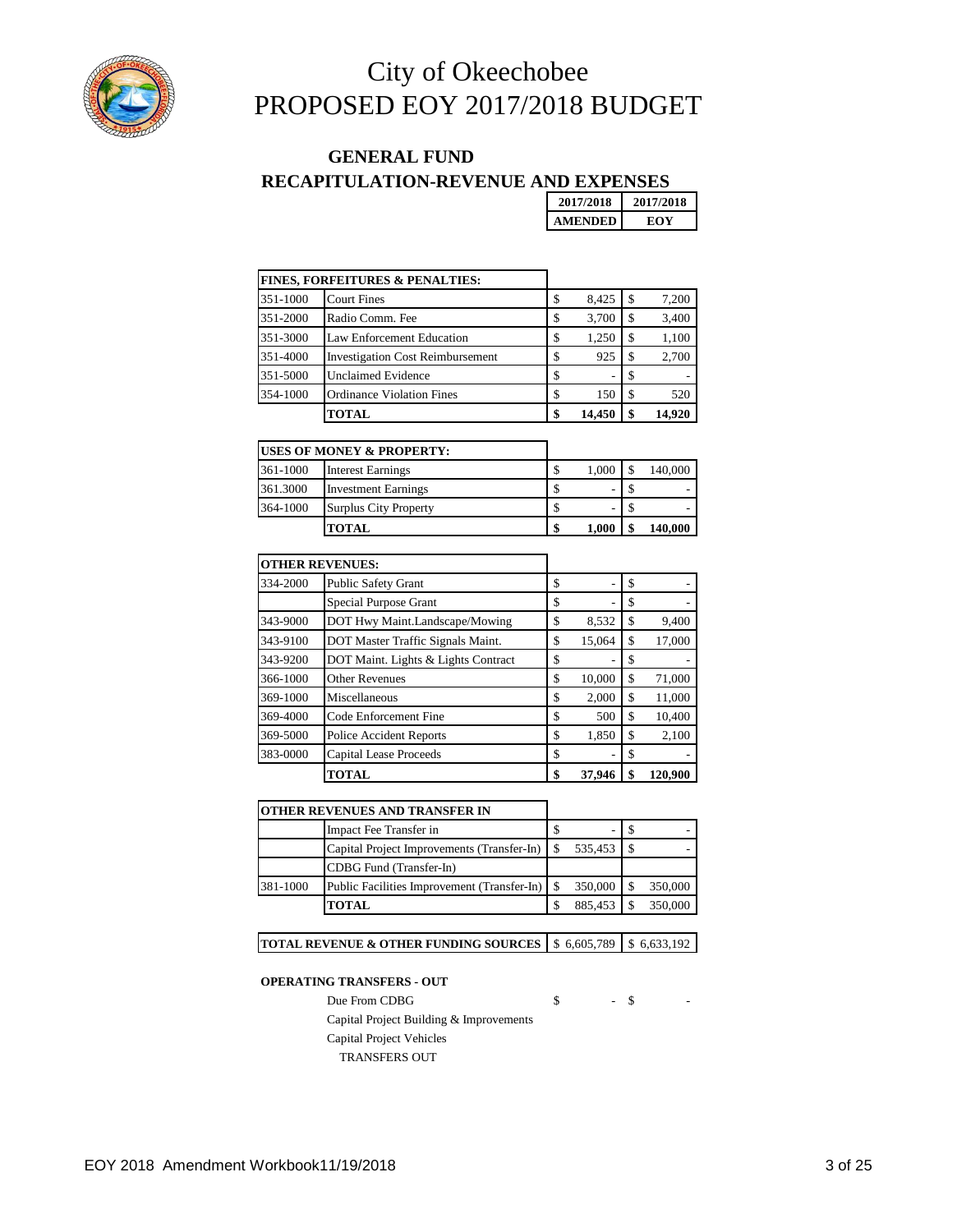# City of Okeechobee
# PROPOSED EOY 2017/2018 BUDGET

## GENERAL FUND
## RECAPITULATION-REVENUE AND EXPENSES

| | | 2017/2018 AMENDED | 2017/2018 EOY |
|---|---|---|---|
| **FINES, FORFEITURES & PENALTIES:** | | | |
| 351-1000 | Court Fines | $ 8,425 | $ 7,200 |
| 351-2000 | Radio Comm. Fee | $ 3,700 | $ 3,400 |
| 351-3000 | Law Enforcement Education | $ 1,250 | $ 1,100 |
| 351-4000 | Investigation Cost Reimbursement | $ 925 | $ 2,700 |
| 351-5000 | Unclaimed Evidence | $ - | $ - |
| 354-1000 | Ordinance Violation Fines | $ 150 | $ 520 |
| | **TOTAL** | **$ 14,450** | **$ 14,920** |
| **USES OF MONEY & PROPERTY:** | | | |
| 361-1000 | Interest Earnings | $ 1,000 | $ 140,000 |
| 361.3000 | Investment Earnings | $ - | $ - |
| 364-1000 | Surplus City Property | $ - | $ - |
| | **TOTAL** | **$ 1,000** | **$ 140,000** |
| **OTHER REVENUES:** | | | |
| 334-2000 | Public Safety Grant | $ - | $ - |
| | Special Purpose Grant | $ - | $ - |
| 343-9000 | DOT Hwy Maint.Landscape/Mowing | $ 8,532 | $ 9,400 |
| 343-9100 | DOT Master Traffic Signals Maint. | $ 15,064 | $ 17,000 |
| 343-9200 | DOT Maint. Lights & Lights Contract | $ - | $ - |
| 366-1000 | Other Revenues | $ 10,000 | $ 71,000 |
| 369-1000 | Miscellaneous | $ 2,000 | $ 11,000 |
| 369-4000 | Code Enforcement Fine | $ 500 | $ 10,400 |
| 369-5000 | Police Accident Reports | $ 1,850 | $ 2,100 |
| 383-0000 | Capital Lease Proceeds | $ - | $ - |
| | **TOTAL** | **$ 37,946** | **$ 120,900** |
| **OTHER REVENUES AND TRANSFER IN** | | | |
| | Impact Fee Transfer in | $ - | $ - |
| | Capital Project Improvements (Transfer-In) | $ 535,453 | $ - |
| | CDBG Fund (Transfer-In) | | |
| 381-1000 | Public Facilities Improvement (Transfer-In) | $ 350,000 | $ 350,000 |
| | **TOTAL** | $ 885,453 | $ 350,000 |
| **TOTAL REVENUE & OTHER FUNDING SOURCES** | | $ 6,605,789 | $ 6,633,192 |

**OPERATING TRANSFERS - OUT**

| | | |
|---|---|---|
| Due From CDBG | $ - | $ - |
| Capital Project Building & Improvements | | |
| Capital Project Vehicles | | |
| TRANSFERS OUT | | |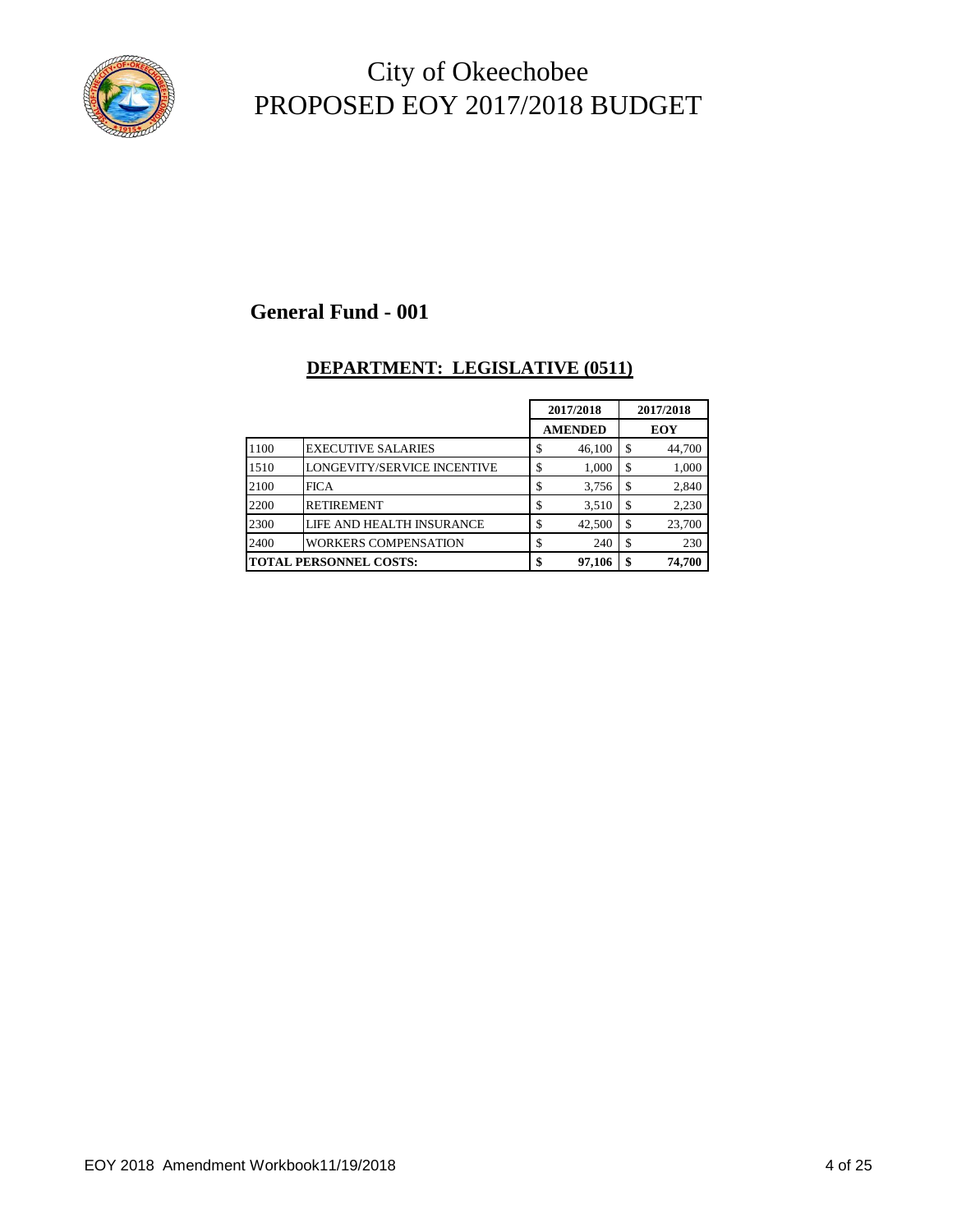# City of Okeechobee
# PROPOSED EOY 2017/2018 BUDGET

## General Fund - 001

### DEPARTMENT: LEGISLATIVE (0511)

| | | 2017/2018 AMENDED | 2017/2018 EOY |
|---|---|---|---|
| 1100 | EXECUTIVE SALARIES | $ 46,100 | $ 44,700 |
| 1510 | LONGEVITY/SERVICE INCENTIVE | $ 1,000 | $ 1,000 |
| 2100 | FICA | $ 3,756 | $ 2,840 |
| 2200 | RETIREMENT | $ 3,510 | $ 2,230 |
| 2300 | LIFE AND HEALTH INSURANCE | $ 42,500 | $ 23,700 |
| 2400 | WORKERS COMPENSATION | $ 240 | $ 230 |
| **TOTAL PERSONNEL COSTS:** | | **$ 97,106** | **$ 74,700** |

EOY 2018 Amendment Workbook11/19/2018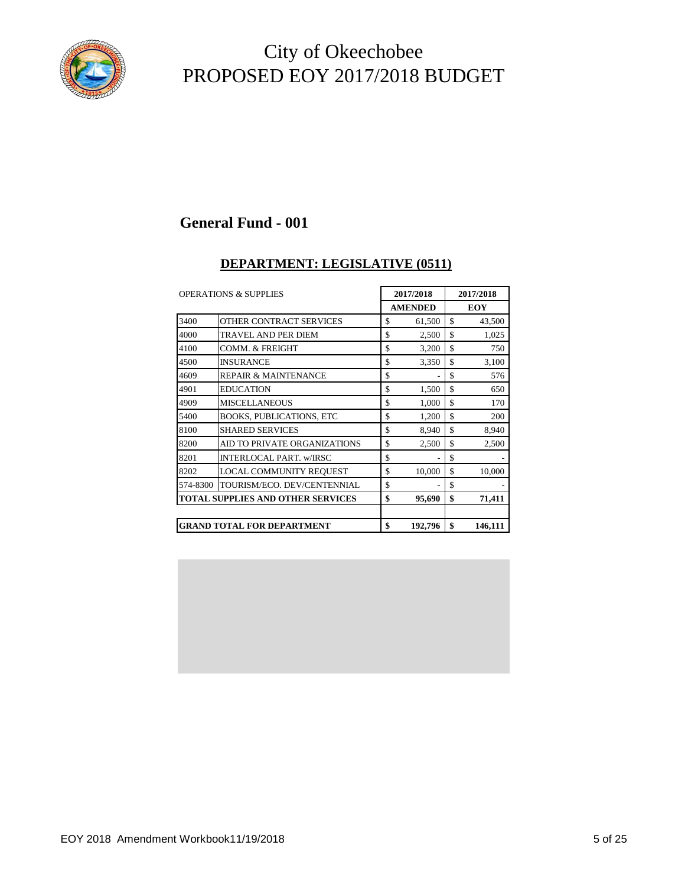# City of Okeechobee
# PROPOSED EOY 2017/2018 BUDGET

## General Fund - 001

### DEPARTMENT: LEGISLATIVE (0511)

| OPERATIONS & SUPPLIES | | 2017/2018 AMENDED | 2017/2018 EOY |
|---|---|---|---|
| 3400 | OTHER CONTRACT SERVICES | $ 61,500 | $ 43,500 |
| 4000 | TRAVEL AND PER DIEM | $ 2,500 | $ 1,025 |
| 4100 | COMM. & FREIGHT | $ 3,200 | $ 750 |
| 4500 | INSURANCE | $ 3,350 | $ 3,100 |
| 4609 | REPAIR & MAINTENANCE | $ - | $ 576 |
| 4901 | EDUCATION | $ 1,500 | $ 650 |
| 4909 | MISCELLANEOUS | $ 1,000 | $ 170 |
| 5400 | BOOKS, PUBLICATIONS, ETC | $ 1,200 | $ 200 |
| 8100 | SHARED SERVICES | $ 8,940 | $ 8,940 |
| 8200 | AID TO PRIVATE ORGANIZATIONS | $ 2,500 | $ 2,500 |
| 8201 | INTERLOCAL PART. w/IRSC | $ - | $ - |
| 8202 | LOCAL COMMUNITY REQUEST | $ 10,000 | $ 10,000 |
| 574-8300 | TOURISM/ECO. DEV/CENTENNIAL | $ - | $ - |
| **TOTAL SUPPLIES AND OTHER SERVICES** | | **$ 95,690** | **$ 71,411** |
| | | | |
| **GRAND TOTAL FOR DEPARTMENT** | | **$ 192,796** | **$ 146,111** |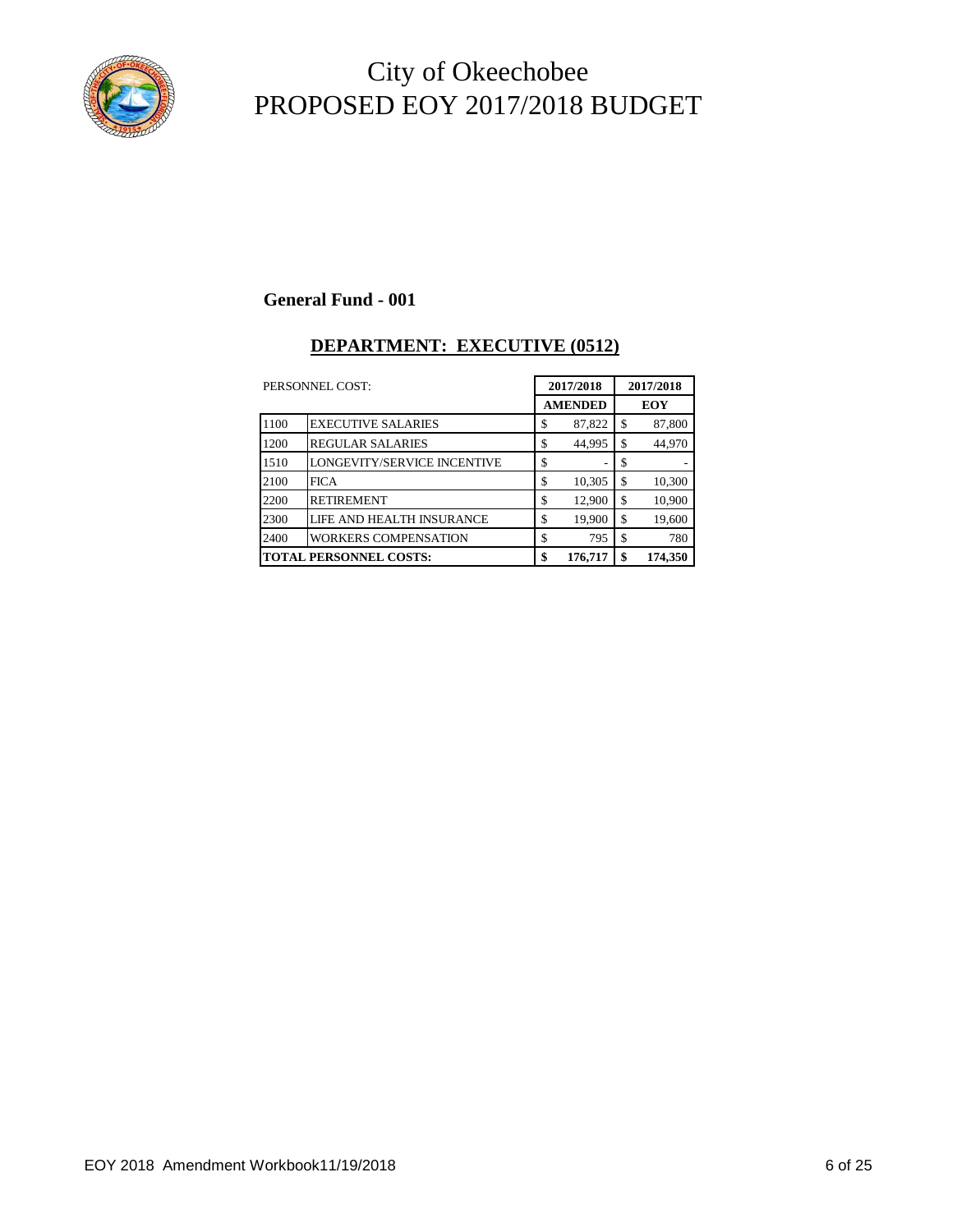# City of Okeechobee
# PROPOSED EOY 2017/2018 BUDGET

**General Fund - 001**

## DEPARTMENT: EXECUTIVE (0512)

| PERSONNEL COST: | | 2017/2018 AMENDED | 2017/2018 EOY |
|---|---|---|---|
| 1100 | EXECUTIVE SALARIES | $ 87,822 | $ 87,800 |
| 1200 | REGULAR SALARIES | $ 44,995 | $ 44,970 |
| 1510 | LONGEVITY/SERVICE INCENTIVE | $ - | $ - |
| 2100 | FICA | $ 10,305 | $ 10,300 |
| 2200 | RETIREMENT | $ 12,900 | $ 10,900 |
| 2300 | LIFE AND HEALTH INSURANCE | $ 19,900 | $ 19,600 |
| 2400 | WORKERS COMPENSATION | $ 795 | $ 780 |
| **TOTAL PERSONNEL COSTS:** | | **$ 176,717** | **$ 174,350** |

EOY 2018 Amendment Workbook11/19/2018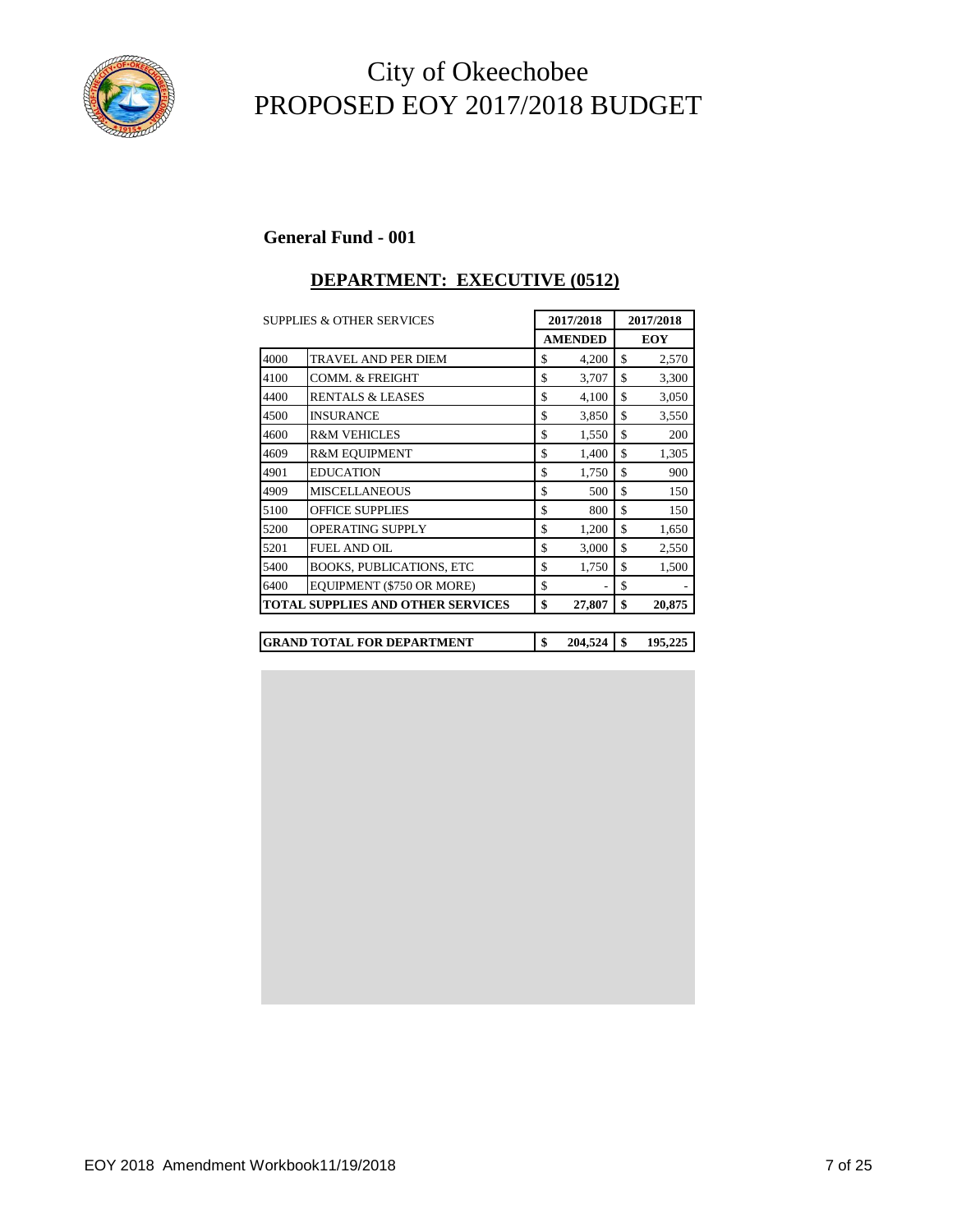# City of Okeechobee
# PROPOSED EOY 2017/2018 BUDGET

**General Fund - 001**

## DEPARTMENT: EXECUTIVE (0512)

| SUPPLIES & OTHER SERVICES | | 2017/2018 AMENDED | 2017/2018 EOY |
|---|---|---|---|
| 4000 | TRAVEL AND PER DIEM | $ 4,200 | $ 2,570 |
| 4100 | COMM. & FREIGHT | $ 3,707 | $ 3,300 |
| 4400 | RENTALS & LEASES | $ 4,100 | $ 3,050 |
| 4500 | INSURANCE | $ 3,850 | $ 3,550 |
| 4600 | R&M VEHICLES | $ 1,550 | $ 200 |
| 4609 | R&M EQUIPMENT | $ 1,400 | $ 1,305 |
| 4901 | EDUCATION | $ 1,750 | $ 900 |
| 4909 | MISCELLANEOUS | $ 500 | $ 150 |
| 5100 | OFFICE SUPPLIES | $ 800 | $ 150 |
| 5200 | OPERATING SUPPLY | $ 1,200 | $ 1,650 |
| 5201 | FUEL AND OIL | $ 3,000 | $ 2,550 |
| 5400 | BOOKS, PUBLICATIONS, ETC | $ 1,750 | $ 1,500 |
| 6400 | EQUIPMENT ($750 OR MORE) | $ - | $ - |
| **TOTAL SUPPLIES AND OTHER SERVICES** | | **$ 27,807** | **$ 20,875** |

| | | |
|---|---|---|
| **GRAND TOTAL FOR DEPARTMENT** | **$ 204,524** | **$ 195,225** |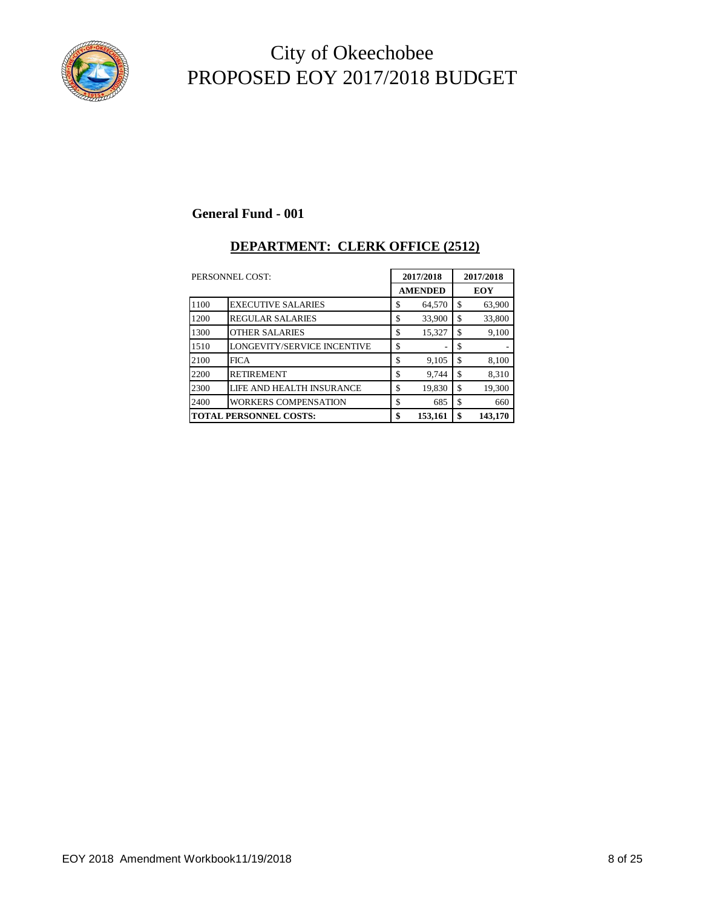# City of Okeechobee
# PROPOSED EOY 2017/2018 BUDGET

**General Fund - 001**

## DEPARTMENT: CLERK OFFICE (2512)

| PERSONNEL COST: | | 2017/2018 AMENDED | 2017/2018 EOY |
|---|---|---|---|
| 1100 | EXECUTIVE SALARIES | $ 64,570 | $ 63,900 |
| 1200 | REGULAR SALARIES | $ 33,900 | $ 33,800 |
| 1300 | OTHER SALARIES | $ 15,327 | $ 9,100 |
| 1510 | LONGEVITY/SERVICE INCENTIVE | $ - | $ - |
| 2100 | FICA | $ 9,105 | $ 8,100 |
| 2200 | RETIREMENT | $ 9,744 | $ 8,310 |
| 2300 | LIFE AND HEALTH INSURANCE | $ 19,830 | $ 19,300 |
| 2400 | WORKERS COMPENSATION | $ 685 | $ 660 |
| **TOTAL PERSONNEL COSTS:** | | **$ 153,161** | **$ 143,170** |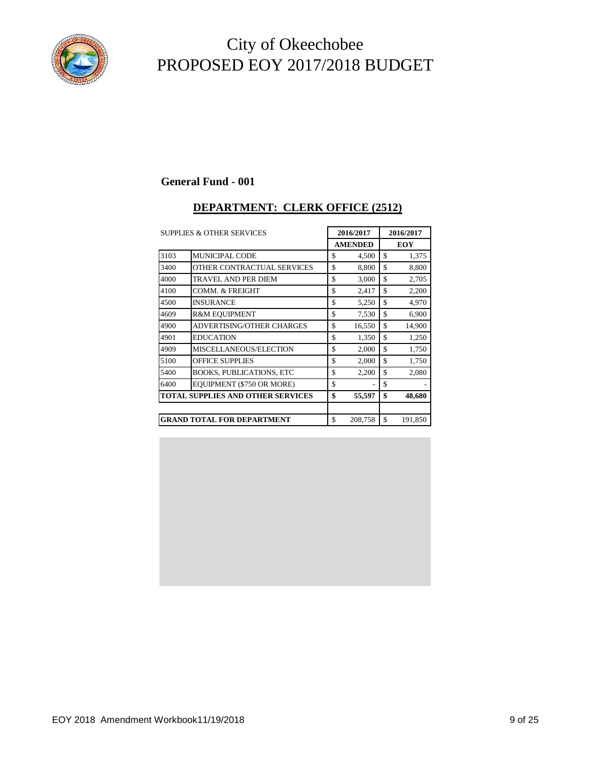# City of Okeechobee
# PROPOSED EOY 2017/2018 BUDGET

**General Fund - 001**

## DEPARTMENT: CLERK OFFICE (2512)

| SUPPLIES & OTHER SERVICES | | 2016/2017 AMENDED | 2016/2017 EOY |
|---|---|---|---|
| 3103 | MUNICIPAL CODE | $ 4,500 | $ 1,375 |
| 3400 | OTHER CONTRACTUAL SERVICES | $ 8,800 | $ 8,800 |
| 4000 | TRAVEL AND PER DIEM | $ 3,000 | $ 2,705 |
| 4100 | COMM. & FREIGHT | $ 2,417 | $ 2,200 |
| 4500 | INSURANCE | $ 5,250 | $ 4,970 |
| 4609 | R&M EQUIPMENT | $ 7,530 | $ 6,900 |
| 4900 | ADVERTISING/OTHER CHARGES | $ 16,550 | $ 14,900 |
| 4901 | EDUCATION | $ 1,350 | $ 1,250 |
| 4909 | MISCELLANEOUS/ELECTION | $ 2,000 | $ 1,750 |
| 5100 | OFFICE SUPPLIES | $ 2,000 | $ 1,750 |
| 5400 | BOOKS, PUBLICATIONS, ETC | $ 2,200 | $ 2,080 |
| 6400 | EQUIPMENT ($750 OR MORE) | $ - | $ - |
| **TOTAL SUPPLIES AND OTHER SERVICES** | | **$ 55,597** | **$ 48,680** |
| | | | |
| **GRAND TOTAL FOR DEPARTMENT** | | $ 208,758 | $ 191,850 |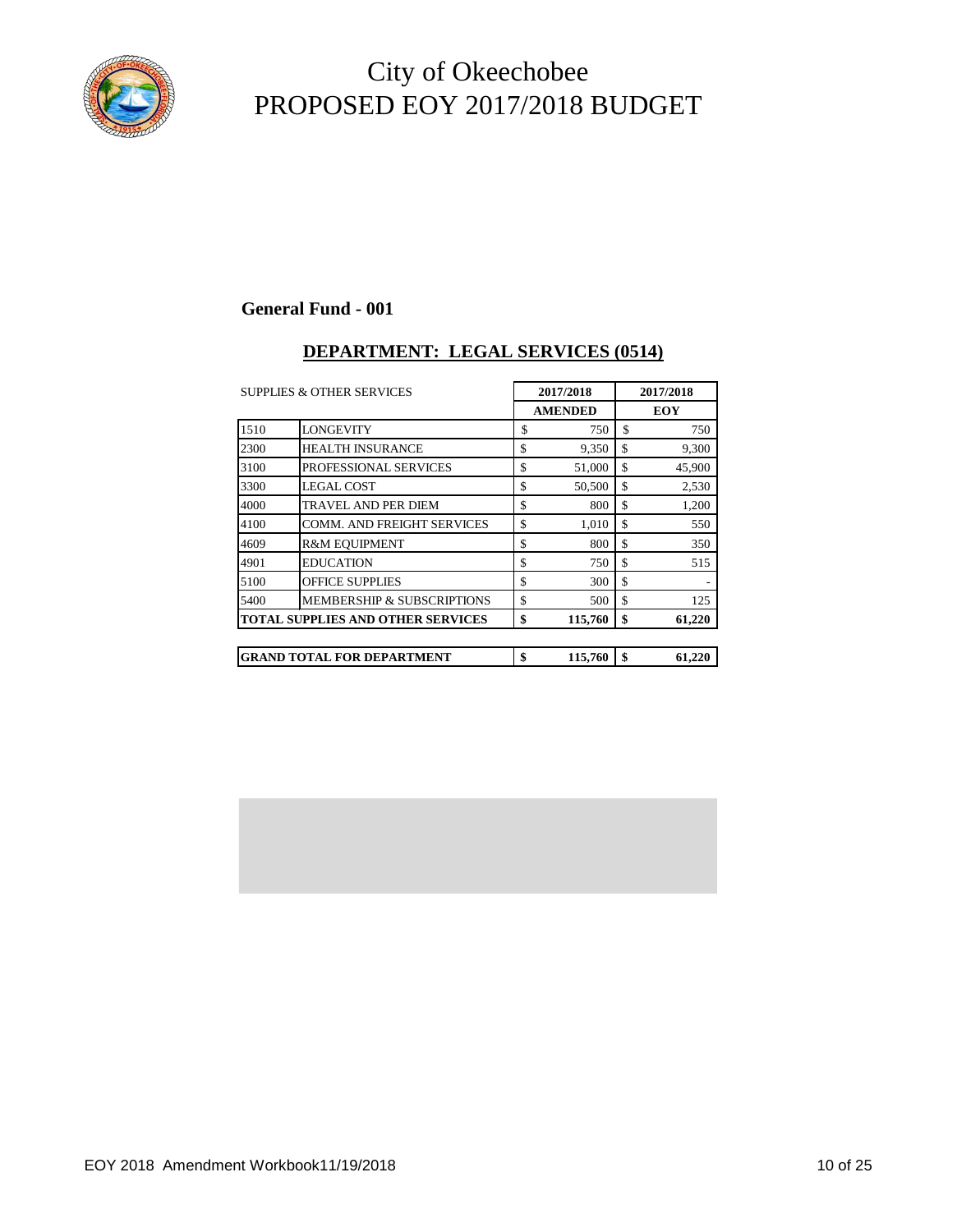# City of Okeechobee
# PROPOSED EOY 2017/2018 BUDGET

**General Fund - 001**

## DEPARTMENT: LEGAL SERVICES (0514)

| SUPPLIES & OTHER SERVICES | | 2017/2018 | 2017/2018 |
|---|---|---|---|
| | | **AMENDED** | **EOY** |
| 1510 | LONGEVITY | $ 750 | $ 750 |
| 2300 | HEALTH INSURANCE | $ 9,350 | $ 9,300 |
| 3100 | PROFESSIONAL SERVICES | $ 51,000 | $ 45,900 |
| 3300 | LEGAL COST | $ 50,500 | $ 2,530 |
| 4000 | TRAVEL AND PER DIEM | $ 800 | $ 1,200 |
| 4100 | COMM. AND FREIGHT SERVICES | $ 1,010 | $ 550 |
| 4609 | R&M EQUIPMENT | $ 800 | $ 350 |
| 4901 | EDUCATION | $ 750 | $ 515 |
| 5100 | OFFICE SUPPLIES | $ 300 | $ - |
| 5400 | MEMBERSHIP & SUBSCRIPTIONS | $ 500 | $ 125 |
| **TOTAL SUPPLIES AND OTHER SERVICES** | | **$ 115,760** | **$ 61,220** |

| | | | |
|---|---|---|---|
| **GRAND TOTAL FOR DEPARTMENT** | | **$ 115,760** | **$ 61,220** |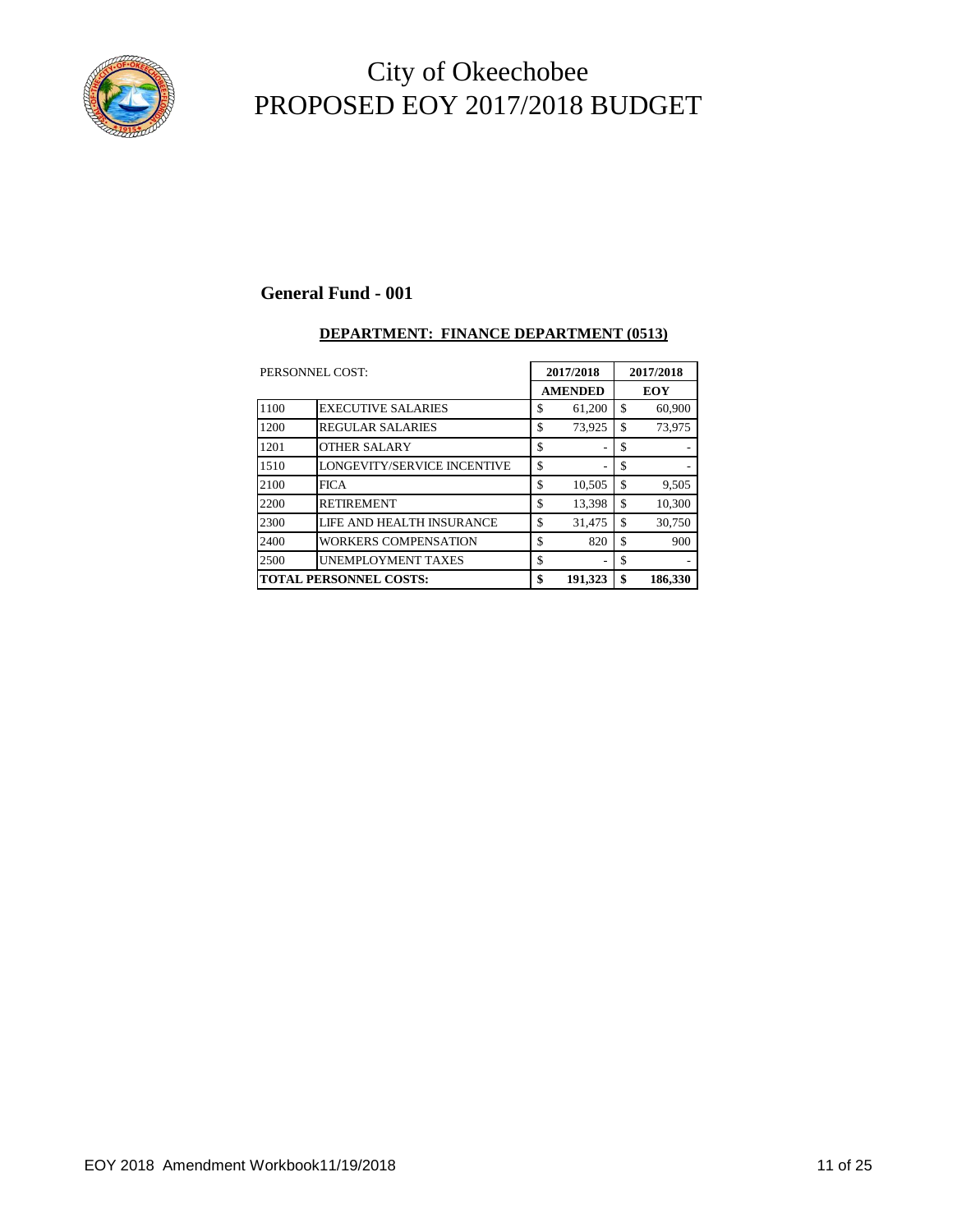# City of Okeechobee
# PROPOSED EOY 2017/2018 BUDGET

## General Fund - 001

### DEPARTMENT: FINANCE DEPARTMENT (0513)

| PERSONNEL COST: | | 2017/2018 AMENDED | 2017/2018 EOY |
|---|---|---|---|
| 1100 | EXECUTIVE SALARIES | $ 61,200 | $ 60,900 |
| 1200 | REGULAR SALARIES | $ 73,925 | $ 73,975 |
| 1201 | OTHER SALARY | $ - | $ - |
| 1510 | LONGEVITY/SERVICE INCENTIVE | $ - | $ - |
| 2100 | FICA | $ 10,505 | $ 9,505 |
| 2200 | RETIREMENT | $ 13,398 | $ 10,300 |
| 2300 | LIFE AND HEALTH INSURANCE | $ 31,475 | $ 30,750 |
| 2400 | WORKERS COMPENSATION | $ 820 | $ 900 |
| 2500 | UNEMPLOYMENT TAXES | $ - | $ - |
| **TOTAL PERSONNEL COSTS:** | | **$ 191,323** | **$ 186,330** |

EOY 2018 Amendment Workbook11/19/2018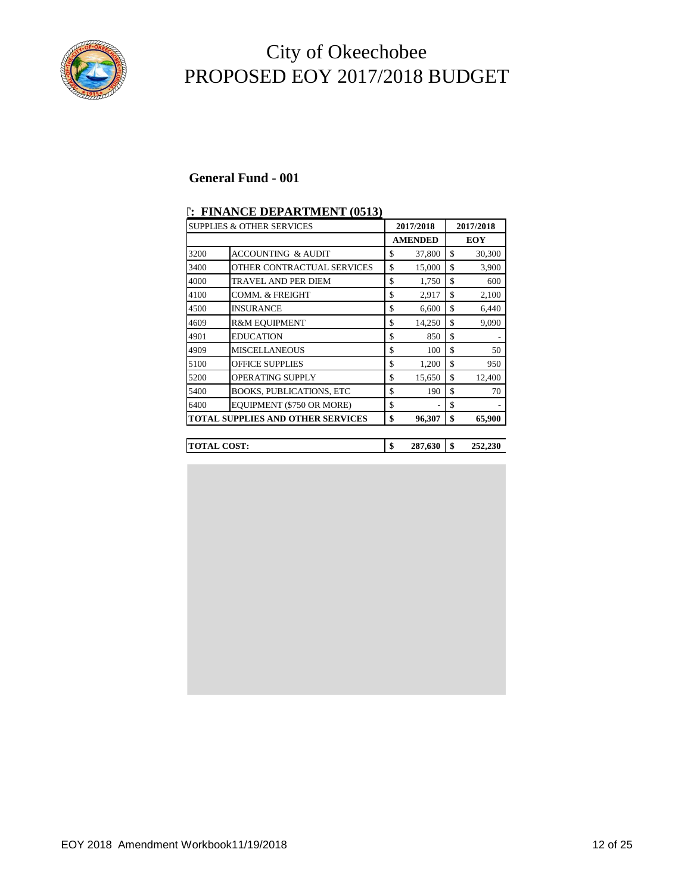# City of Okeechobee
# PROPOSED EOY 2017/2018 BUDGET

## General Fund - 001

### [: FINANCE DEPARTMENT (0513)

| SUPPLIES & OTHER SERVICES | | 2017/2018 AMENDED | 2017/2018 EOY |
|---|---|---|---|
| 3200 | ACCOUNTING & AUDIT | $ 37,800 | $ 30,300 |
| 3400 | OTHER CONTRACTUAL SERVICES | $ 15,000 | $ 3,900 |
| 4000 | TRAVEL AND PER DIEM | $ 1,750 | $ 600 |
| 4100 | COMM. & FREIGHT | $ 2,917 | $ 2,100 |
| 4500 | INSURANCE | $ 6,600 | $ 6,440 |
| 4609 | R&M EQUIPMENT | $ 14,250 | $ 9,090 |
| 4901 | EDUCATION | $ 850 | $ - |
| 4909 | MISCELLANEOUS | $ 100 | $ 50 |
| 5100 | OFFICE SUPPLIES | $ 1,200 | $ 950 |
| 5200 | OPERATING SUPPLY | $ 15,650 | $ 12,400 |
| 5400 | BOOKS, PUBLICATIONS, ETC | $ 190 | $ 70 |
| 6400 | EQUIPMENT ($750 OR MORE) | $ - | $ - |
| **TOTAL SUPPLIES AND OTHER SERVICES** | | **$ 96,307** | **$ 65,900** |

| **TOTAL COST:** | **$ 287,630** | **$ 252,230** |
|---|---|---|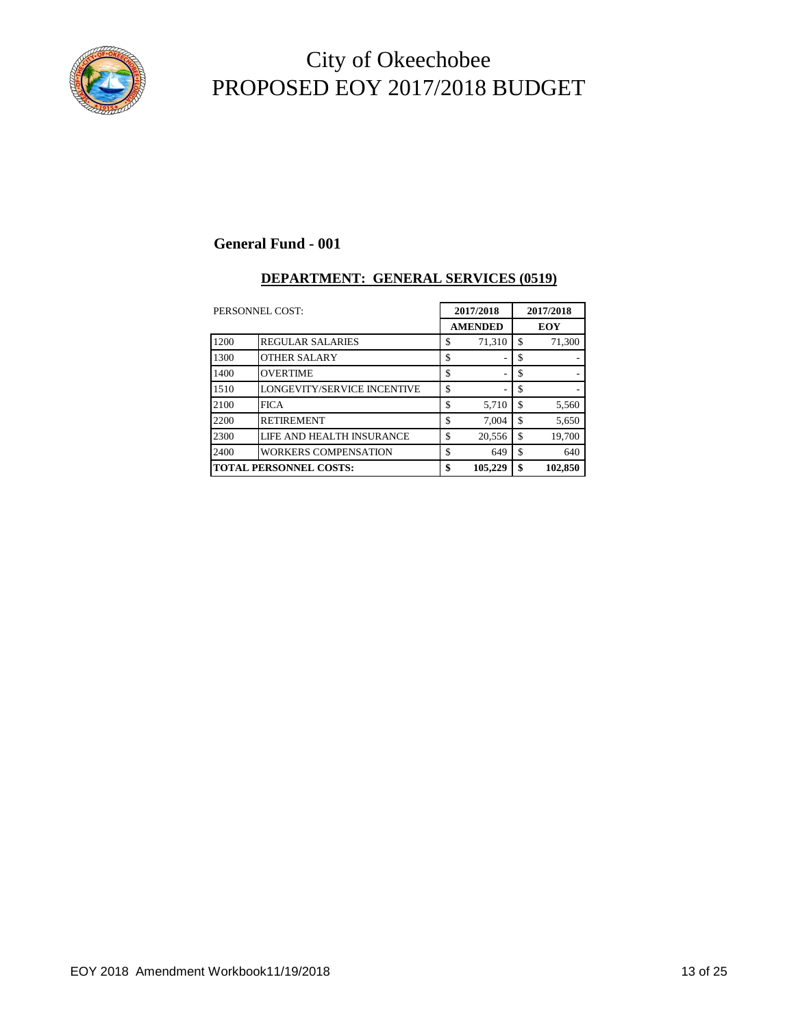# City of Okeechobee
# PROPOSED EOY 2017/2018 BUDGET

**General Fund - 001**

**DEPARTMENT: GENERAL SERVICES (0519)**

| PERSONNEL COST: | | 2017/2018 AMENDED | 2017/2018 EOY |
|---|---|---|---|
| 1200 | REGULAR SALARIES | $ 71,310 | $ 71,300 |
| 1300 | OTHER SALARY | $ - | $ - |
| 1400 | OVERTIME | $ - | $ - |
| 1510 | LONGEVITY/SERVICE INCENTIVE | $ - | $ - |
| 2100 | FICA | $ 5,710 | $ 5,560 |
| 2200 | RETIREMENT | $ 7,004 | $ 5,650 |
| 2300 | LIFE AND HEALTH INSURANCE | $ 20,556 | $ 19,700 |
| 2400 | WORKERS COMPENSATION | $ 649 | $ 640 |
| **TOTAL PERSONNEL COSTS:** | | **$ 105,229** | **$ 102,850** |

EOY 2018 Amendment Workbook11/19/2018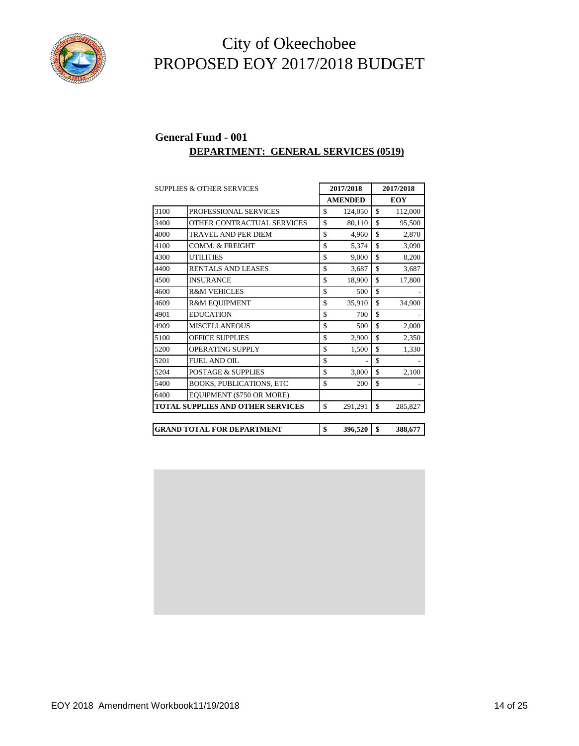# City of Okeechobee
# PROPOSED EOY 2017/2018 BUDGET

## General Fund - 001

### DEPARTMENT: GENERAL SERVICES (0519)

| SUPPLIES & OTHER SERVICES | | 2017/2018 AMENDED | 2017/2018 EOY |
|---|---|---|---|
| 3100 | PROFESSIONAL SERVICES | $ 124,050 | $ 112,000 |
| 3400 | OTHER CONTRACTUAL SERVICES | $ 80,110 | $ 95,500 |
| 4000 | TRAVEL AND PER DIEM | $ 4,960 | $ 2,870 |
| 4100 | COMM. & FREIGHT | $ 5,374 | $ 3,090 |
| 4300 | UTILITIES | $ 9,000 | $ 8,200 |
| 4400 | RENTALS AND LEASES | $ 3,687 | $ 3,687 |
| 4500 | INSURANCE | $ 18,900 | $ 17,800 |
| 4600 | R&M VEHICLES | $ 500 | $ - |
| 4609 | R&M EQUIPMENT | $ 35,910 | $ 34,900 |
| 4901 | EDUCATION | $ 700 | $ - |
| 4909 | MISCELLANEOUS | $ 500 | $ 2,000 |
| 5100 | OFFICE SUPPLIES | $ 2,900 | $ 2,350 |
| 5200 | OPERATING SUPPLY | $ 1,500 | $ 1,330 |
| 5201 | FUEL AND OIL | $ - | $ - |
| 5204 | POSTAGE & SUPPLIES | $ 3,000 | $ 2,100 |
| 5400 | BOOKS, PUBLICATIONS, ETC | $ 200 | $ - |
| 6400 | EQUIPMENT ($750 OR MORE) | | |
| **TOTAL SUPPLIES AND OTHER SERVICES** | | $ 291,291 | $ 285,827 |

| | | |
|---|---|---|
| **GRAND TOTAL FOR DEPARTMENT** | **$ 396,520** | **$ 388,677** |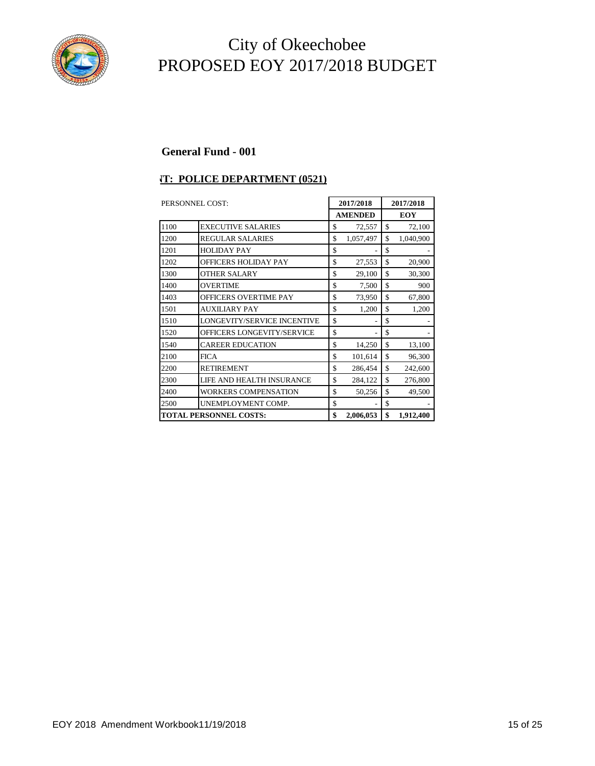# City of Okeechobee
# PROPOSED EOY 2017/2018 BUDGET

**General Fund - 001**

**NT: POLICE DEPARTMENT (0521)**

| PERSONNEL COST: | | 2017/2018 AMENDED | 2017/2018 EOY |
|---|---|---|---|
| 1100 | EXECUTIVE SALARIES | $ 72,557 | $ 72,100 |
| 1200 | REGULAR SALARIES | $ 1,057,497 | $ 1,040,900 |
| 1201 | HOLIDAY PAY | $ - | $ - |
| 1202 | OFFICERS HOLIDAY PAY | $ 27,553 | $ 20,900 |
| 1300 | OTHER SALARY | $ 29,100 | $ 30,300 |
| 1400 | OVERTIME | $ 7,500 | $ 900 |
| 1403 | OFFICERS OVERTIME PAY | $ 73,950 | $ 67,800 |
| 1501 | AUXILIARY PAY | $ 1,200 | $ 1,200 |
| 1510 | LONGEVITY/SERVICE INCENTIVE | $ - | $ - |
| 1520 | OFFICERS LONGEVITY/SERVICE | $ - | $ - |
| 1540 | CAREER EDUCATION | $ 14,250 | $ 13,100 |
| 2100 | FICA | $ 101,614 | $ 96,300 |
| 2200 | RETIREMENT | $ 286,454 | $ 242,600 |
| 2300 | LIFE AND HEALTH INSURANCE | $ 284,122 | $ 276,800 |
| 2400 | WORKERS COMPENSATION | $ 50,256 | $ 49,500 |
| 2500 | UNEMPLOYMENT COMP. | $ - | $ - |
| **TOTAL PERSONNEL COSTS:** | | **$ 2,006,053** | **$ 1,912,400** |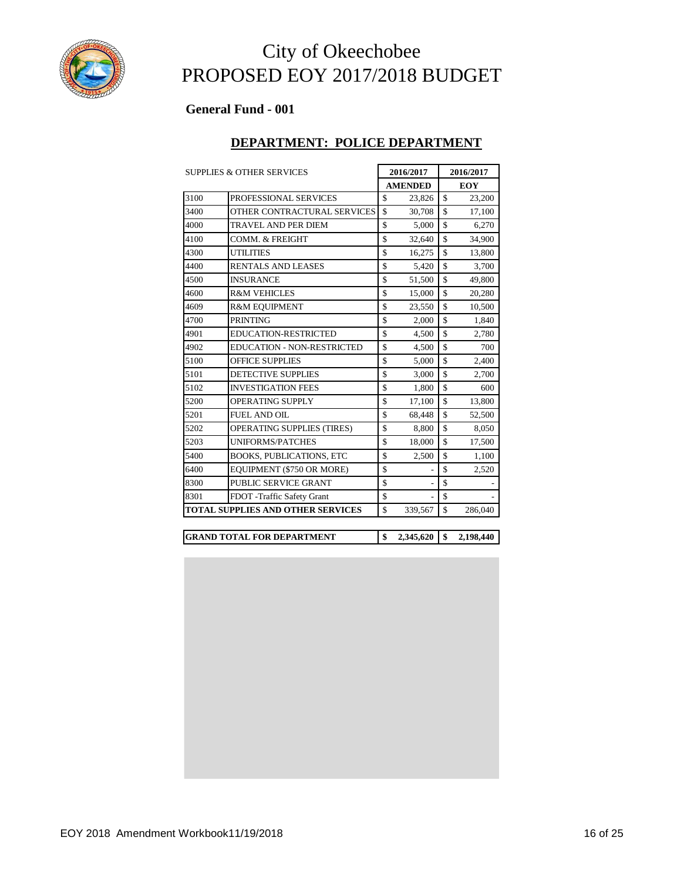# City of Okeechobee
# PROPOSED EOY 2017/2018 BUDGET

**General Fund - 001**

## DEPARTMENT: POLICE DEPARTMENT

| SUPPLIES & OTHER SERVICES | | 2016/2017 AMENDED | 2016/2017 EOY |
|---|---|---|---|
| 3100 | PROFESSIONAL SERVICES | $ 23,826 | $ 23,200 |
| 3400 | OTHER CONTRACTURAL SERVICES | $ 30,708 | $ 17,100 |
| 4000 | TRAVEL AND PER DIEM | $ 5,000 | $ 6,270 |
| 4100 | COMM. & FREIGHT | $ 32,640 | $ 34,900 |
| 4300 | UTILITIES | $ 16,275 | $ 13,800 |
| 4400 | RENTALS AND LEASES | $ 5,420 | $ 3,700 |
| 4500 | INSURANCE | $ 51,500 | $ 49,800 |
| 4600 | R&M VEHICLES | $ 15,000 | $ 20,280 |
| 4609 | R&M EQUIPMENT | $ 23,550 | $ 10,500 |
| 4700 | PRINTING | $ 2,000 | $ 1,840 |
| 4901 | EDUCATION-RESTRICTED | $ 4,500 | $ 2,780 |
| 4902 | EDUCATION - NON-RESTRICTED | $ 4,500 | $ 700 |
| 5100 | OFFICE SUPPLIES | $ 5,000 | $ 2,400 |
| 5101 | DETECTIVE SUPPLIES | $ 3,000 | $ 2,700 |
| 5102 | INVESTIGATION FEES | $ 1,800 | $ 600 |
| 5200 | OPERATING SUPPLY | $ 17,100 | $ 13,800 |
| 5201 | FUEL AND OIL | $ 68,448 | $ 52,500 |
| 5202 | OPERATING SUPPLIES (TIRES) | $ 8,800 | $ 8,050 |
| 5203 | UNIFORMS/PATCHES | $ 18,000 | $ 17,500 |
| 5400 | BOOKS, PUBLICATIONS, ETC | $ 2,500 | $ 1,100 |
| 6400 | EQUIPMENT ($750 OR MORE) | $ - | $ 2,520 |
| 8300 | PUBLIC SERVICE GRANT | $ - | $ - |
| 8301 | FDOT -Traffic Safety Grant | $ - | $ - |
| **TOTAL SUPPLIES AND OTHER SERVICES** | | $ 339,567 | $ 286,040 |

| | | | |
|---|---|---|---|
| **GRAND TOTAL FOR DEPARTMENT** | | **$ 2,345,620** | **$ 2,198,440** |

EOY 2018 Amendment Workbook11/19/2018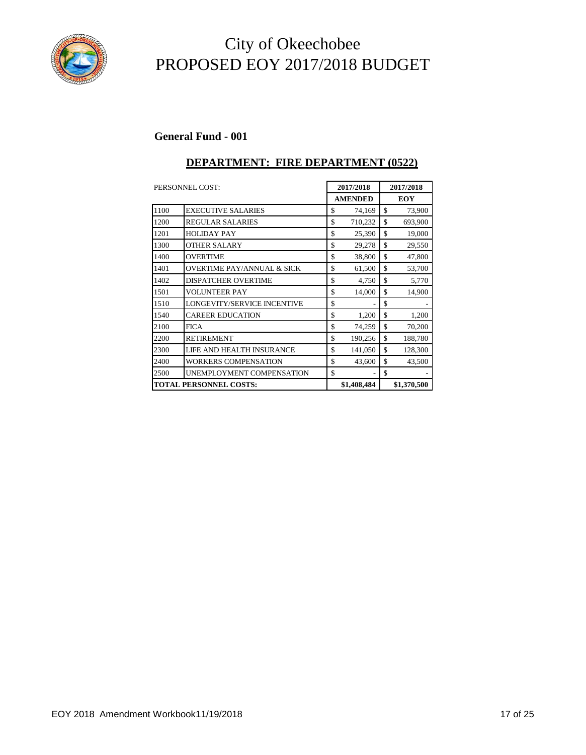# City of Okeechobee
# PROPOSED EOY 2017/2018 BUDGET

**General Fund - 001**

## DEPARTMENT: FIRE DEPARTMENT (0522)

| PERSONNEL COST: | | 2017/2018 AMENDED | 2017/2018 EOY |
|---|---|---|---|
| 1100 | EXECUTIVE SALARIES | $ 74,169 | $ 73,900 |
| 1200 | REGULAR SALARIES | $ 710,232 | $ 693,900 |
| 1201 | HOLIDAY PAY | $ 25,390 | $ 19,000 |
| 1300 | OTHER SALARY | $ 29,278 | $ 29,550 |
| 1400 | OVERTIME | $ 38,800 | $ 47,800 |
| 1401 | OVERTIME PAY/ANNUAL & SICK | $ 61,500 | $ 53,700 |
| 1402 | DISPATCHER OVERTIME | $ 4,750 | $ 5,770 |
| 1501 | VOLUNTEER PAY | $ 14,000 | $ 14,900 |
| 1510 | LONGEVITY/SERVICE INCENTIVE | $ - | $ - |
| 1540 | CAREER EDUCATION | $ 1,200 | $ 1,200 |
| 2100 | FICA | $ 74,259 | $ 70,200 |
| 2200 | RETIREMENT | $ 190,256 | $ 188,780 |
| 2300 | LIFE AND HEALTH INSURANCE | $ 141,050 | $ 128,300 |
| 2400 | WORKERS COMPENSATION | $ 43,600 | $ 43,500 |
| 2500 | UNEMPLOYMENT COMPENSATION | $ - | $ - |
| **TOTAL PERSONNEL COSTS:** | | **$1,408,484** | **$1,370,500** |

EOY 2018 Amendment Workbook11/19/2018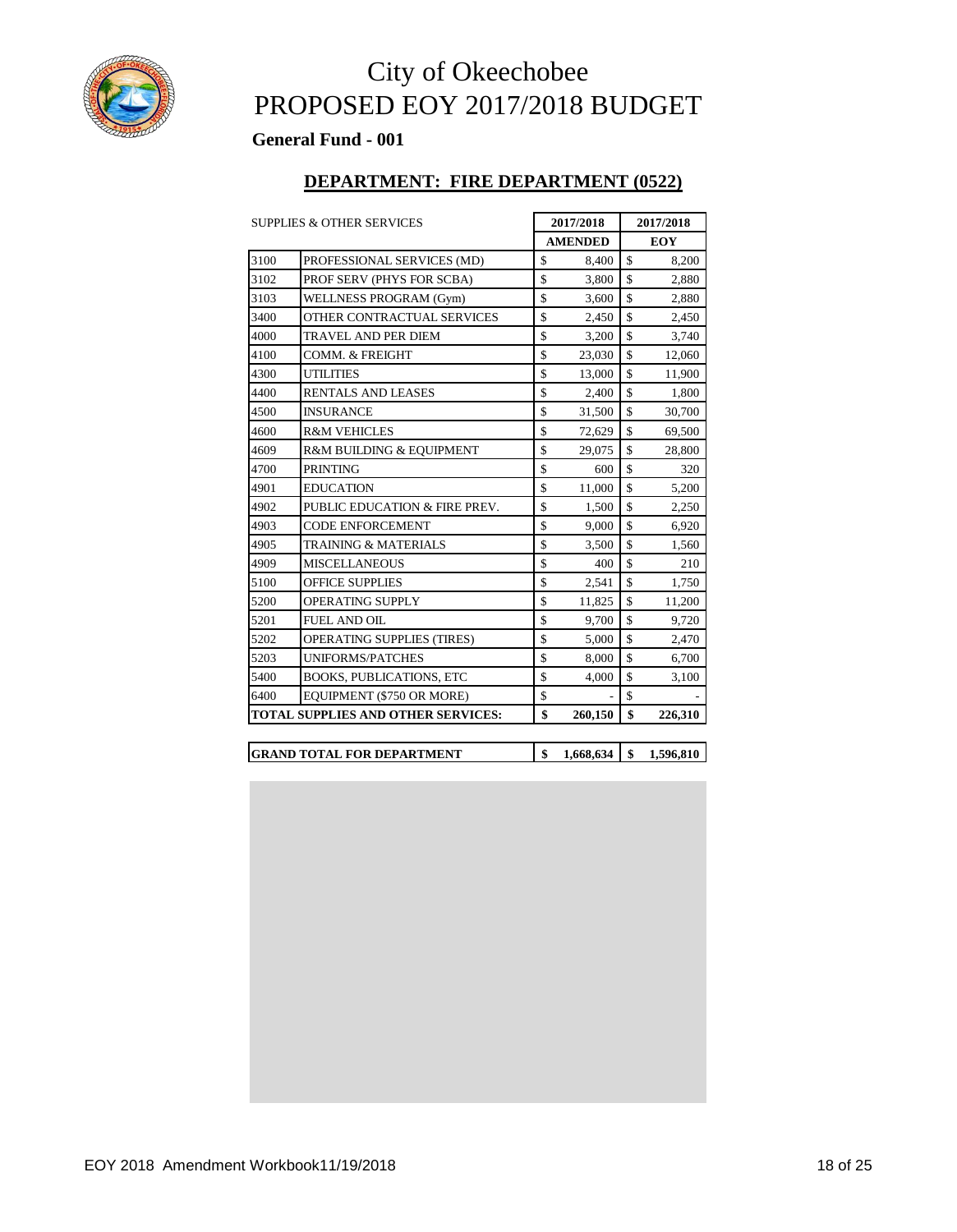# City of Okeechobee
# PROPOSED EOY 2017/2018 BUDGET

**General Fund - 001**

## DEPARTMENT: FIRE DEPARTMENT (0522)

| SUPPLIES & OTHER SERVICES | | 2017/2018 AMENDED | 2017/2018 EOY |
|---|---|---|---|
| 3100 | PROFESSIONAL SERVICES (MD) | $ 8,400 | $ 8,200 |
| 3102 | PROF SERV (PHYS FOR SCBA) | $ 3,800 | $ 2,880 |
| 3103 | WELLNESS PROGRAM (Gym) | $ 3,600 | $ 2,880 |
| 3400 | OTHER CONTRACTUAL SERVICES | $ 2,450 | $ 2,450 |
| 4000 | TRAVEL AND PER DIEM | $ 3,200 | $ 3,740 |
| 4100 | COMM. & FREIGHT | $ 23,030 | $ 12,060 |
| 4300 | UTILITIES | $ 13,000 | $ 11,900 |
| 4400 | RENTALS AND LEASES | $ 2,400 | $ 1,800 |
| 4500 | INSURANCE | $ 31,500 | $ 30,700 |
| 4600 | R&M VEHICLES | $ 72,629 | $ 69,500 |
| 4609 | R&M BUILDING & EQUIPMENT | $ 29,075 | $ 28,800 |
| 4700 | PRINTING | $ 600 | $ 320 |
| 4901 | EDUCATION | $ 11,000 | $ 5,200 |
| 4902 | PUBLIC EDUCATION & FIRE PREV. | $ 1,500 | $ 2,250 |
| 4903 | CODE ENFORCEMENT | $ 9,000 | $ 6,920 |
| 4905 | TRAINING & MATERIALS | $ 3,500 | $ 1,560 |
| 4909 | MISCELLANEOUS | $ 400 | $ 210 |
| 5100 | OFFICE SUPPLIES | $ 2,541 | $ 1,750 |
| 5200 | OPERATING SUPPLY | $ 11,825 | $ 11,200 |
| 5201 | FUEL AND OIL | $ 9,700 | $ 9,720 |
| 5202 | OPERATING SUPPLIES (TIRES) | $ 5,000 | $ 2,470 |
| 5203 | UNIFORMS/PATCHES | $ 8,000 | $ 6,700 |
| 5400 | BOOKS, PUBLICATIONS, ETC | $ 4,000 | $ 3,100 |
| 6400 | EQUIPMENT ($750 OR MORE) | $ - | $ - |
| **TOTAL SUPPLIES AND OTHER SERVICES:** | | **$ 260,150** | **$ 226,310** |

| | | |
|---|---|---|
| **GRAND TOTAL FOR DEPARTMENT** | **$ 1,668,634** | **$ 1,596,810** |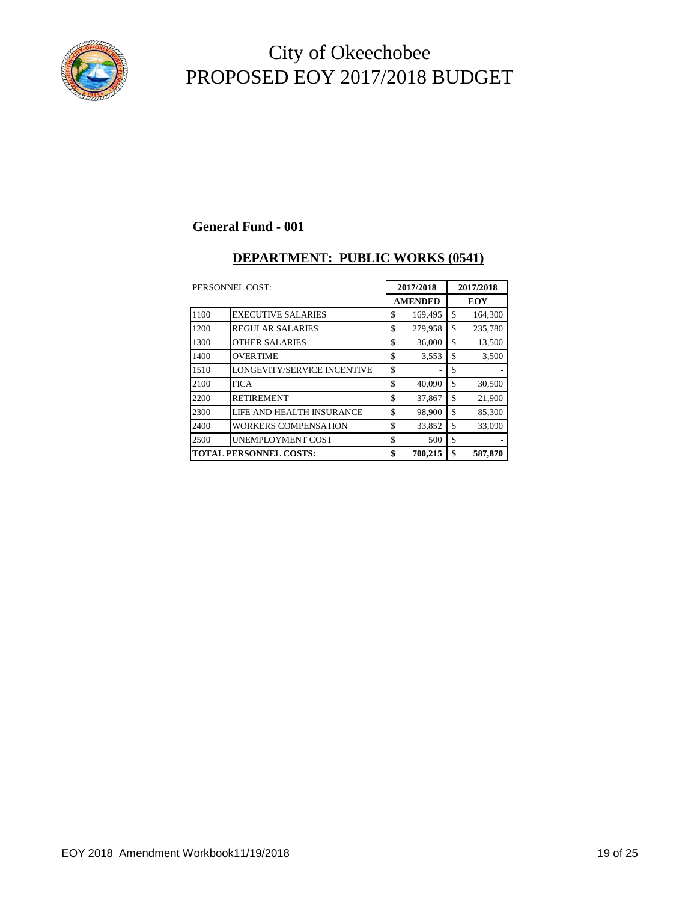# City of Okeechobee
# PROPOSED EOY 2017/2018 BUDGET

**General Fund - 001**

## DEPARTMENT: PUBLIC WORKS (0541)

| PERSONNEL COST: | | 2017/2018 AMENDED | 2017/2018 EOY |
|---|---|---|---|
| 1100 | EXECUTIVE SALARIES | $ 169,495 | $ 164,300 |
| 1200 | REGULAR SALARIES | $ 279,958 | $ 235,780 |
| 1300 | OTHER SALARIES | $ 36,000 | $ 13,500 |
| 1400 | OVERTIME | $ 3,553 | $ 3,500 |
| 1510 | LONGEVITY/SERVICE INCENTIVE | $ - | $ - |
| 2100 | FICA | $ 40,090 | $ 30,500 |
| 2200 | RETIREMENT | $ 37,867 | $ 21,900 |
| 2300 | LIFE AND HEALTH INSURANCE | $ 98,900 | $ 85,300 |
| 2400 | WORKERS COMPENSATION | $ 33,852 | $ 33,090 |
| 2500 | UNEMPLOYMENT COST | $ 500 | $ - |
| **TOTAL PERSONNEL COSTS:** | | **$ 700,215** | **$ 587,870** |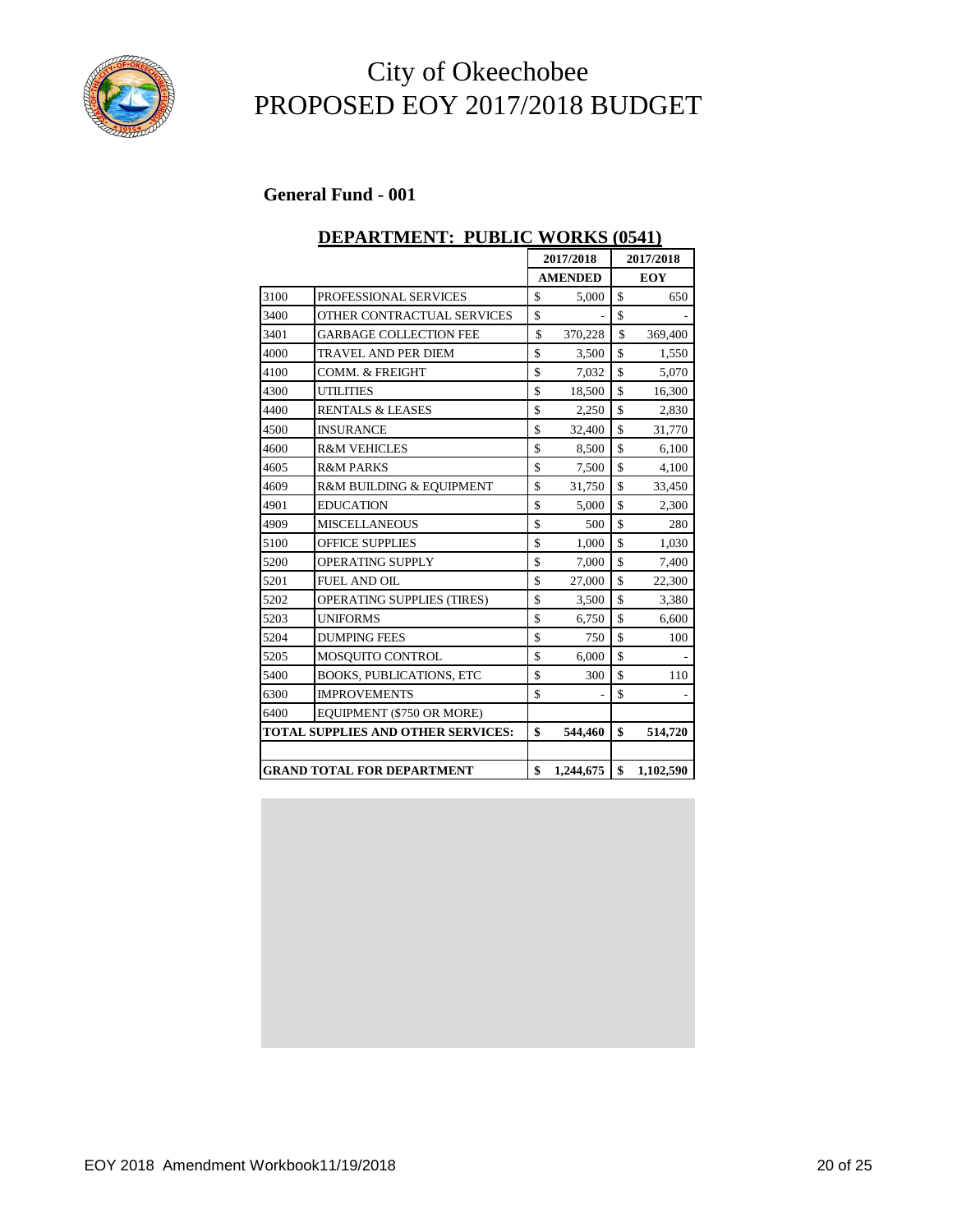# City of Okeechobee
# PROPOSED EOY 2017/2018 BUDGET

**General Fund - 001**

## DEPARTMENT: PUBLIC WORKS (0541)

| | | 2017/2018 AMENDED | 2017/2018 EOY |
|---|---|---|---|
| 3100 | PROFESSIONAL SERVICES | $ 5,000 | $ 650 |
| 3400 | OTHER CONTRACTUAL SERVICES | $ - | $ - |
| 3401 | GARBAGE COLLECTION FEE | $ 370,228 | $ 369,400 |
| 4000 | TRAVEL AND PER DIEM | $ 3,500 | $ 1,550 |
| 4100 | COMM. & FREIGHT | $ 7,032 | $ 5,070 |
| 4300 | UTILITIES | $ 18,500 | $ 16,300 |
| 4400 | RENTALS & LEASES | $ 2,250 | $ 2,830 |
| 4500 | INSURANCE | $ 32,400 | $ 31,770 |
| 4600 | R&M VEHICLES | $ 8,500 | $ 6,100 |
| 4605 | R&M PARKS | $ 7,500 | $ 4,100 |
| 4609 | R&M BUILDING & EQUIPMENT | $ 31,750 | $ 33,450 |
| 4901 | EDUCATION | $ 5,000 | $ 2,300 |
| 4909 | MISCELLANEOUS | $ 500 | $ 280 |
| 5100 | OFFICE SUPPLIES | $ 1,000 | $ 1,030 |
| 5200 | OPERATING SUPPLY | $ 7,000 | $ 7,400 |
| 5201 | FUEL AND OIL | $ 27,000 | $ 22,300 |
| 5202 | OPERATING SUPPLIES (TIRES) | $ 3,500 | $ 3,380 |
| 5203 | UNIFORMS | $ 6,750 | $ 6,600 |
| 5204 | DUMPING FEES | $ 750 | $ 100 |
| 5205 | MOSQUITO CONTROL | $ 6,000 | $ - |
| 5400 | BOOKS, PUBLICATIONS, ETC | $ 300 | $ 110 |
| 6300 | IMPROVEMENTS | $ - | $ - |
| 6400 | EQUIPMENT ($750 OR MORE) | | |
| **TOTAL SUPPLIES AND OTHER SERVICES:** | | **$ 544,460** | **$ 514,720** |
| | | | |
| **GRAND TOTAL FOR DEPARTMENT** | | **$ 1,244,675** | **$ 1,102,590** |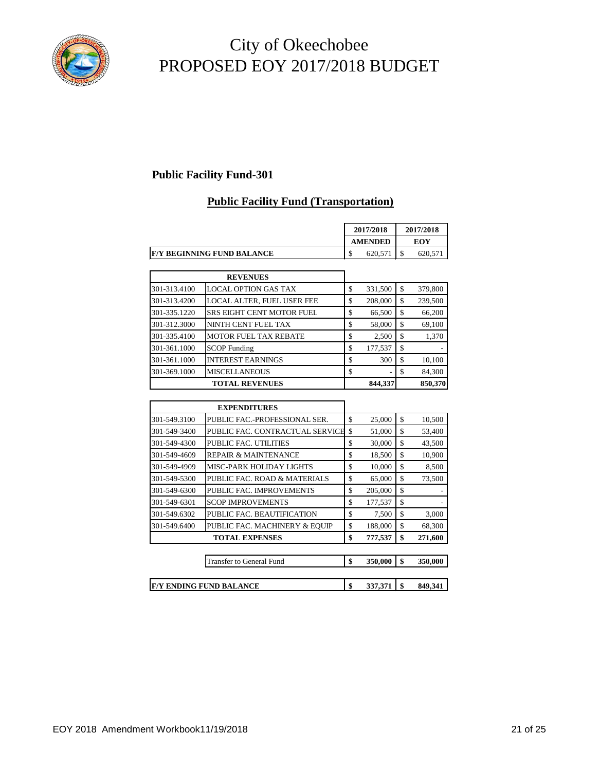# City of Okeechobee
# PROPOSED EOY 2017/2018 BUDGET

**Public Facility Fund-301**

## Public Facility Fund (Transportation)

| | | 2017/2018 AMENDED | 2017/2018 EOY |
|---|---|---|---|
| **F/Y BEGINNING FUND BALANCE** | | $ 620,571 | $ 620,571 |
| | **REVENUES** | | |
| 301-313.4100 | LOCAL OPTION GAS TAX | $ 331,500 | $ 379,800 |
| 301-313.4200 | LOCAL ALTER, FUEL USER FEE | $ 208,000 | $ 239,500 |
| 301-335.1220 | SRS EIGHT CENT MOTOR FUEL | $ 66,500 | $ 66,200 |
| 301-312.3000 | NINTH CENT FUEL TAX | $ 58,000 | $ 69,100 |
| 301-335.4100 | MOTOR FUEL TAX REBATE | $ 2,500 | $ 1,370 |
| 301-361.1000 | SCOP Funding | $ 177,537 | $ - |
| 301-361.1000 | INTEREST EARNINGS | $ 300 | $ 10,100 |
| 301-369.1000 | MISCELLANEOUS | $ - | $ 84,300 |
| | **TOTAL REVENUES** | **844,337** | **850,370** |
| | **EXPENDITURES** | | |
| 301-549.3100 | PUBLIC FAC.-PROFESSIONAL SER. | $ 25,000 | $ 10,500 |
| 301-549-3400 | PUBLIC FAC. CONTRACTUAL SERVICE | $ 51,000 | $ 53,400 |
| 301-549-4300 | PUBLIC FAC. UTILITIES | $ 30,000 | $ 43,500 |
| 301-549-4609 | REPAIR & MAINTENANCE | $ 18,500 | $ 10,900 |
| 301-549-4909 | MISC-PARK HOLIDAY LIGHTS | $ 10,000 | $ 8,500 |
| 301-549-5300 | PUBLIC FAC. ROAD & MATERIALS | $ 65,000 | $ 73,500 |
| 301-549-6300 | PUBLIC FAC. IMPROVEMENTS | $ 205,000 | $ - |
| 301-549-6301 | SCOP IMPROVEMENTS | $ 177,537 | $ - |
| 301-549.6302 | PUBLIC FAC. BEAUTIFICATION | $ 7,500 | $ 3,000 |
| 301-549.6400 | PUBLIC FAC. MACHINERY & EQUIP | $ 188,000 | $ 68,300 |
| | **TOTAL EXPENSES** | **$ 777,537** | **$ 271,600** |
| | Transfer to General Fund | **$ 350,000** | **$ 350,000** |
| **F/Y ENDING FUND BALANCE** | | **$ 337,371** | **$ 849,341** |

EOY 2018 Amendment Workbook11/19/2018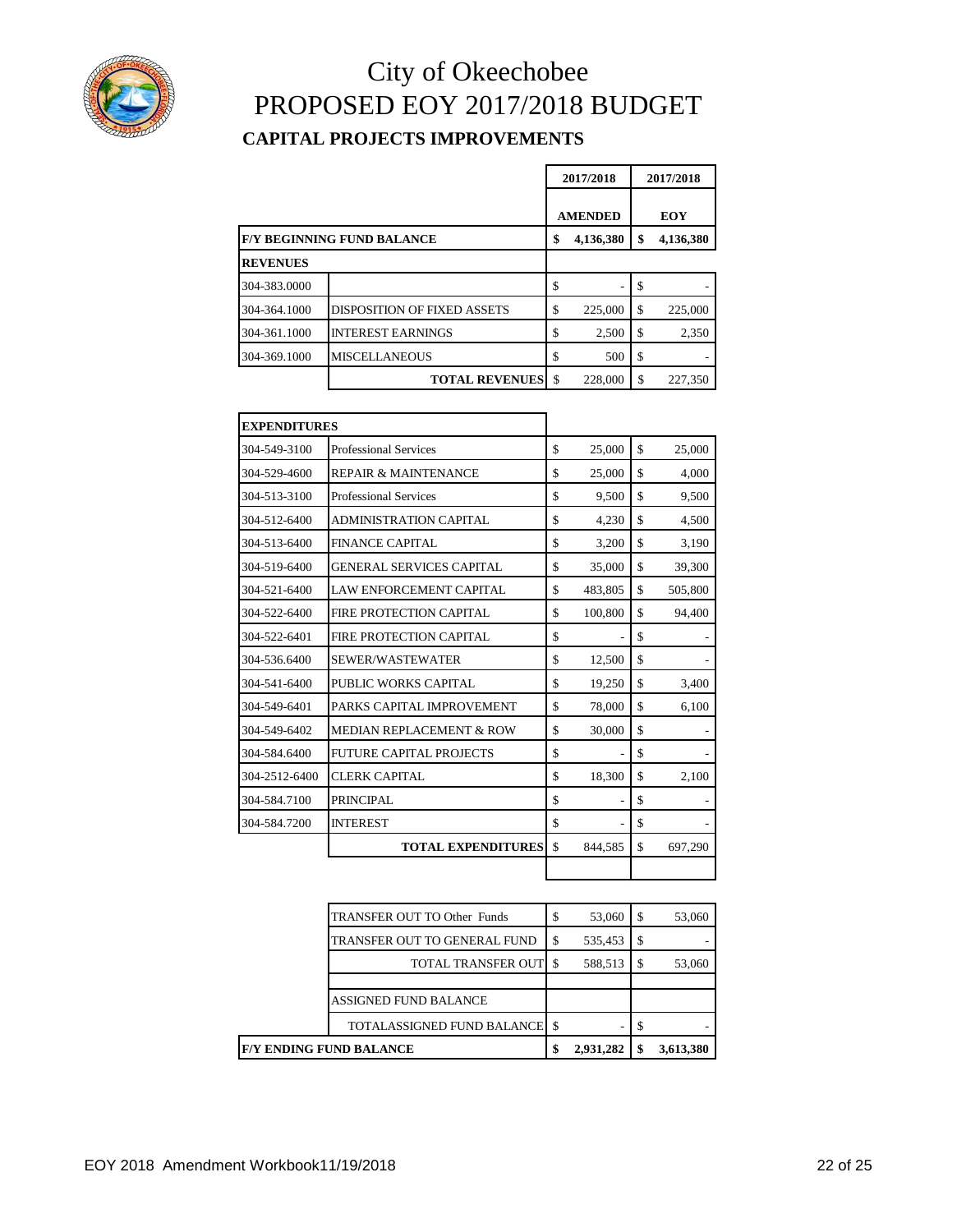# City of Okeechobee
# PROPOSED EOY 2017/2018 BUDGET

## CAPITAL PROJECTS IMPROVEMENTS

| | | 2017/2018 AMENDED | 2017/2018 EOY |
|---|---|---|---|
| **F/Y BEGINNING FUND BALANCE** | | **$ 4,136,380** | **$ 4,136,380** |
| **REVENUES** | | | |
| 304-383.0000 | | $ - | $ - |
| 304-364.1000 | DISPOSITION OF FIXED ASSETS | $ 225,000 | $ 225,000 |
| 304-361.1000 | INTEREST EARNINGS | $ 2,500 | $ 2,350 |
| 304-369.1000 | MISCELLANEOUS | $ 500 | $ - |
| | **TOTAL REVENUES** | $ 228,000 | $ 227,350 |
| **EXPENDITURES** | | | |
| 304-549-3100 | Professional Services | $ 25,000 | $ 25,000 |
| 304-529-4600 | REPAIR & MAINTENANCE | $ 25,000 | $ 4,000 |
| 304-513-3100 | Professional Services | $ 9,500 | $ 9,500 |
| 304-512-6400 | ADMINISTRATION CAPITAL | $ 4,230 | $ 4,500 |
| 304-513-6400 | FINANCE CAPITAL | $ 3,200 | $ 3,190 |
| 304-519-6400 | GENERAL SERVICES CAPITAL | $ 35,000 | $ 39,300 |
| 304-521-6400 | LAW ENFORCEMENT CAPITAL | $ 483,805 | $ 505,800 |
| 304-522-6400 | FIRE PROTECTION CAPITAL | $ 100,800 | $ 94,400 |
| 304-522-6401 | FIRE PROTECTION CAPITAL | $ - | $ - |
| 304-536.6400 | SEWER/WASTEWATER | $ 12,500 | $ - |
| 304-541-6400 | PUBLIC WORKS CAPITAL | $ 19,250 | $ 3,400 |
| 304-549-6401 | PARKS CAPITAL IMPROVEMENT | $ 78,000 | $ 6,100 |
| 304-549-6402 | MEDIAN REPLACEMENT & ROW | $ 30,000 | $ - |
| 304-584.6400 | FUTURE CAPITAL PROJECTS | $ - | $ - |
| 304-2512-6400 | CLERK CAPITAL | $ 18,300 | $ 2,100 |
| 304-584.7100 | PRINCIPAL | $ - | $ - |
| 304-584.7200 | INTEREST | $ - | $ - |
| | **TOTAL EXPENDITURES** | $ 844,585 | $ 697,290 |
| | TRANSFER OUT TO Other Funds | $ 53,060 | $ 53,060 |
| | TRANSFER OUT TO GENERAL FUND | $ 535,453 | $ - |
| | TOTAL TRANSFER OUT | $ 588,513 | $ 53,060 |
| | ASSIGNED FUND BALANCE | | |
| | TOTALASSIGNED FUND BALANCE | $ - | $ - |
| **F/Y ENDING FUND BALANCE** | | **$ 2,931,282** | **$ 3,613,380** |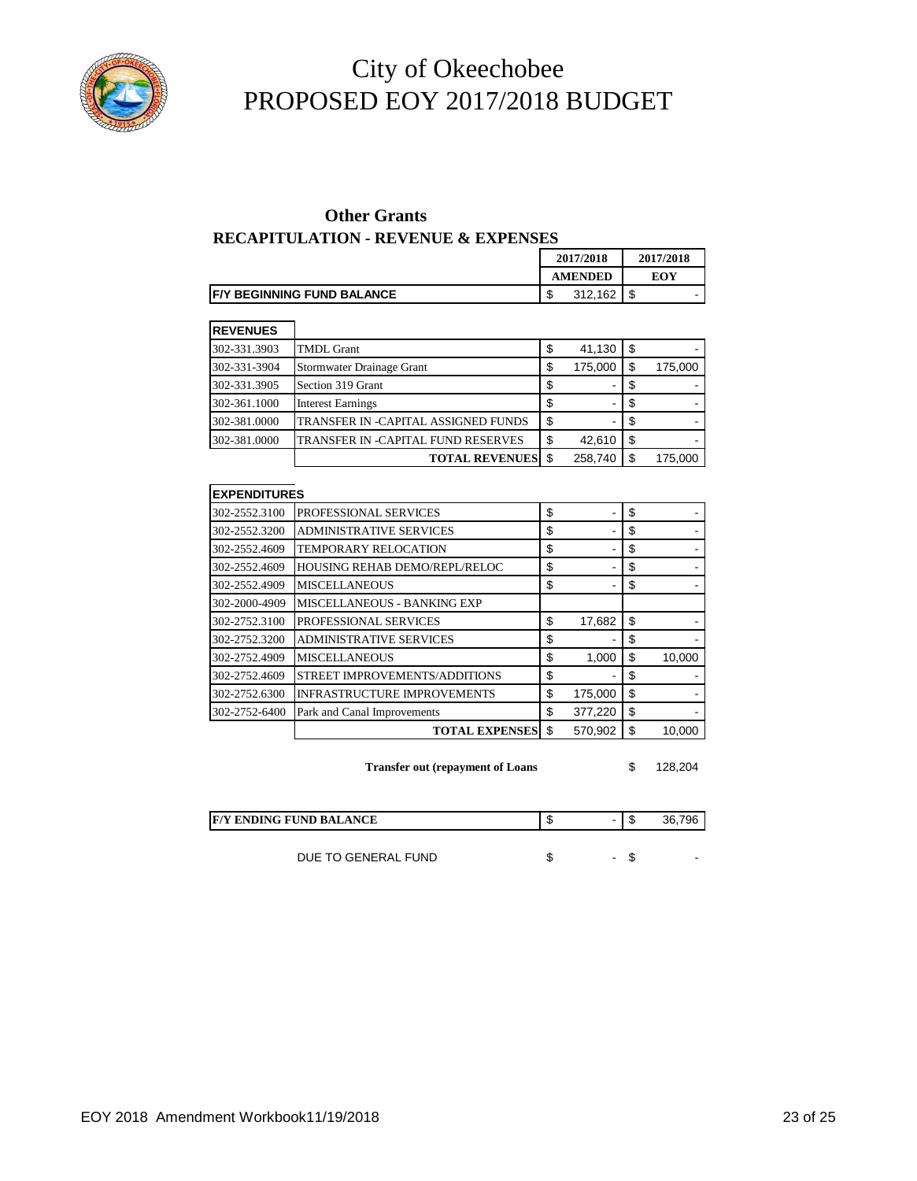# City of Okeechobee
# PROPOSED EOY 2017/2018 BUDGET

## Other Grants
### RECAPITULATION - REVENUE & EXPENSES

| | | 2017/2018 AMENDED | 2017/2018 EOY |
|---|---|---|---|
| **F/Y BEGINNING FUND BALANCE** | | $ 312,162 | $ - |
| **REVENUES** | | | |
| 302-331.3903 | TMDL Grant | $ 41,130 | $ - |
| 302-331-3904 | Stormwater Drainage Grant | $ 175,000 | $ 175,000 |
| 302-331.3905 | Section 319 Grant | $ - | $ - |
| 302-361.1000 | Interest Earnings | $ - | $ - |
| 302-381.0000 | TRANSFER IN -CAPITAL ASSIGNED FUNDS | $ - | $ - |
| 302-381.0000 | TRANSFER IN -CAPITAL FUND RESERVES | $ 42,610 | $ - |
| | **TOTAL REVENUES** | $ 258,740 | $ 175,000 |
| **EXPENDITURES** | | | |
| 302-2552.3100 | PROFESSIONAL SERVICES | $ - | $ - |
| 302-2552.3200 | ADMINISTRATIVE SERVICES | $ - | $ - |
| 302-2552.4609 | TEMPORARY RELOCATION | $ - | $ - |
| 302-2552.4609 | HOUSING REHAB DEMO/REPL/RELOC | $ - | $ - |
| 302-2552.4909 | MISCELLANEOUS | $ - | $ - |
| 302-2000-4909 | MISCELLANEOUS - BANKING EXP | | |
| 302-2752.3100 | PROFESSIONAL SERVICES | $ 17,682 | $ - |
| 302-2752.3200 | ADMINISTRATIVE SERVICES | $ - | $ - |
| 302-2752.4909 | MISCELLANEOUS | $ 1,000 | $ 10,000 |
| 302-2752.4609 | STREET IMPROVEMENTS/ADDITIONS | $ - | $ - |
| 302-2752.6300 | INFRASTRUCTURE IMPROVEMENTS | $ 175,000 | $ - |
| 302-2752-6400 | Park and Canal Improvements | $ 377,220 | $ - |
| | **TOTAL EXPENSES** | $ 570,902 | $ 10,000 |
| | **Transfer out (repayment of Loans** | | $ 128,204 |
| **F/Y ENDING FUND BALANCE** | | $ - | $ 36,796 |
| | DUE TO GENERAL FUND | $ - | $ - |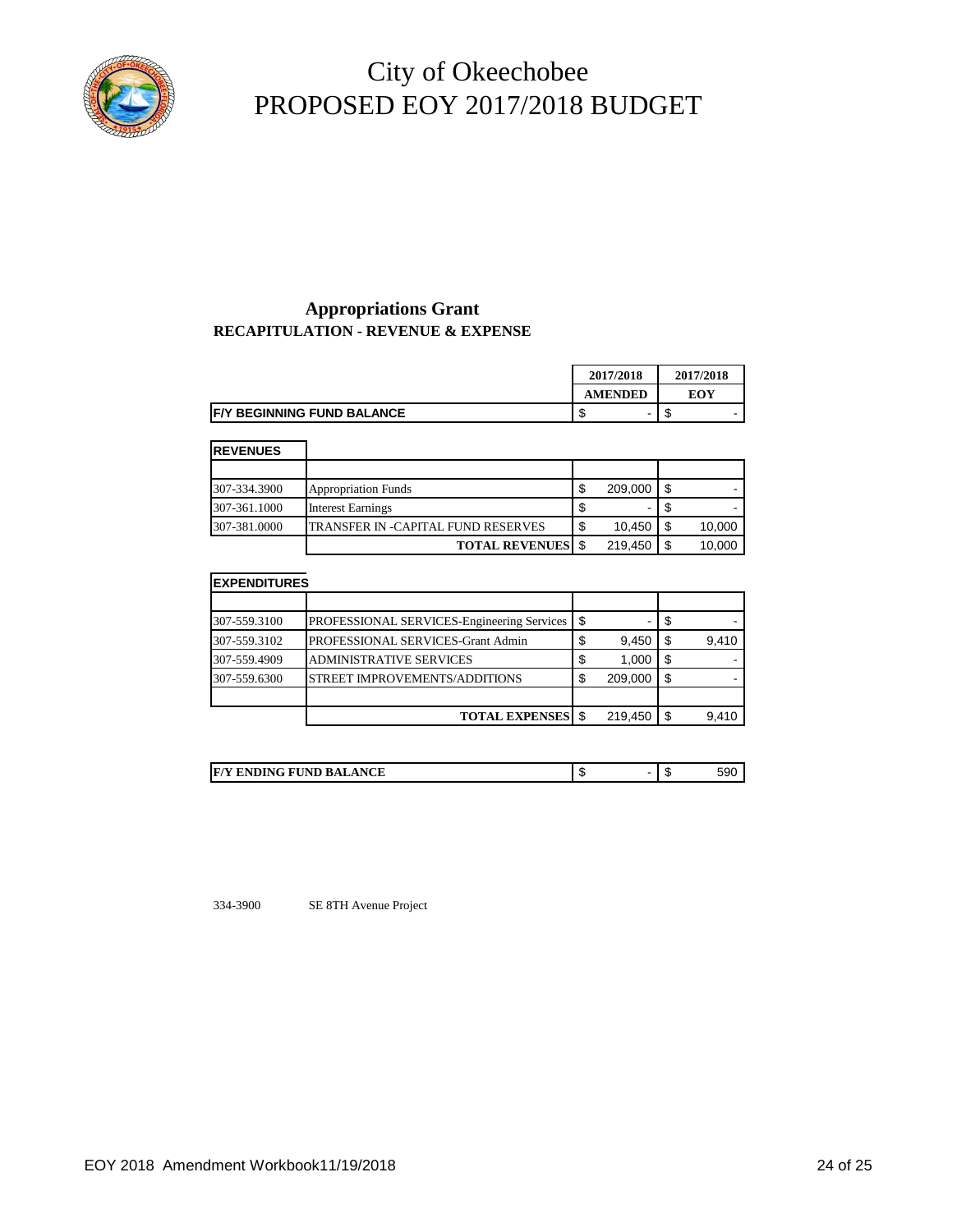# City of Okeechobee
# PROPOSED EOY 2017/2018 BUDGET

## Appropriations Grant
### RECAPITULATION - REVENUE & EXPENSE

| | | 2017/2018 AMENDED | 2017/2018 EOY |
|---|---|---|---|
| **F/Y BEGINNING FUND BALANCE** | | $ - | $ - |

**REVENUES**

| | | | |
|---|---|---|---|
| 307-334.3900 | Appropriation Funds | $ 209,000 | $ - |
| 307-361.1000 | Interest Earnings | $ - | $ - |
| 307-381.0000 | TRANSFER IN -CAPITAL FUND RESERVES | $ 10,450 | $ 10,000 |
| | **TOTAL REVENUES** | $ 219,450 | $ 10,000 |

**EXPENDITURES**

| | | | |
|---|---|---|---|
| 307-559.3100 | PROFESSIONAL SERVICES-Engineering Services | $ - | $ - |
| 307-559.3102 | PROFESSIONAL SERVICES-Grant Admin | $ 9,450 | $ 9,410 |
| 307-559.4909 | ADMINISTRATIVE SERVICES | $ 1,000 | $ - |
| 307-559.6300 | STREET IMPROVEMENTS/ADDITIONS | $ 209,000 | $ - |
| | | | |
| | **TOTAL EXPENSES** | $ 219,450 | $ 9,410 |

| | | |
|---|---|---|
| **F/Y ENDING FUND BALANCE** | $ - | $ 590 |

334-3900 SE 8TH Avenue Project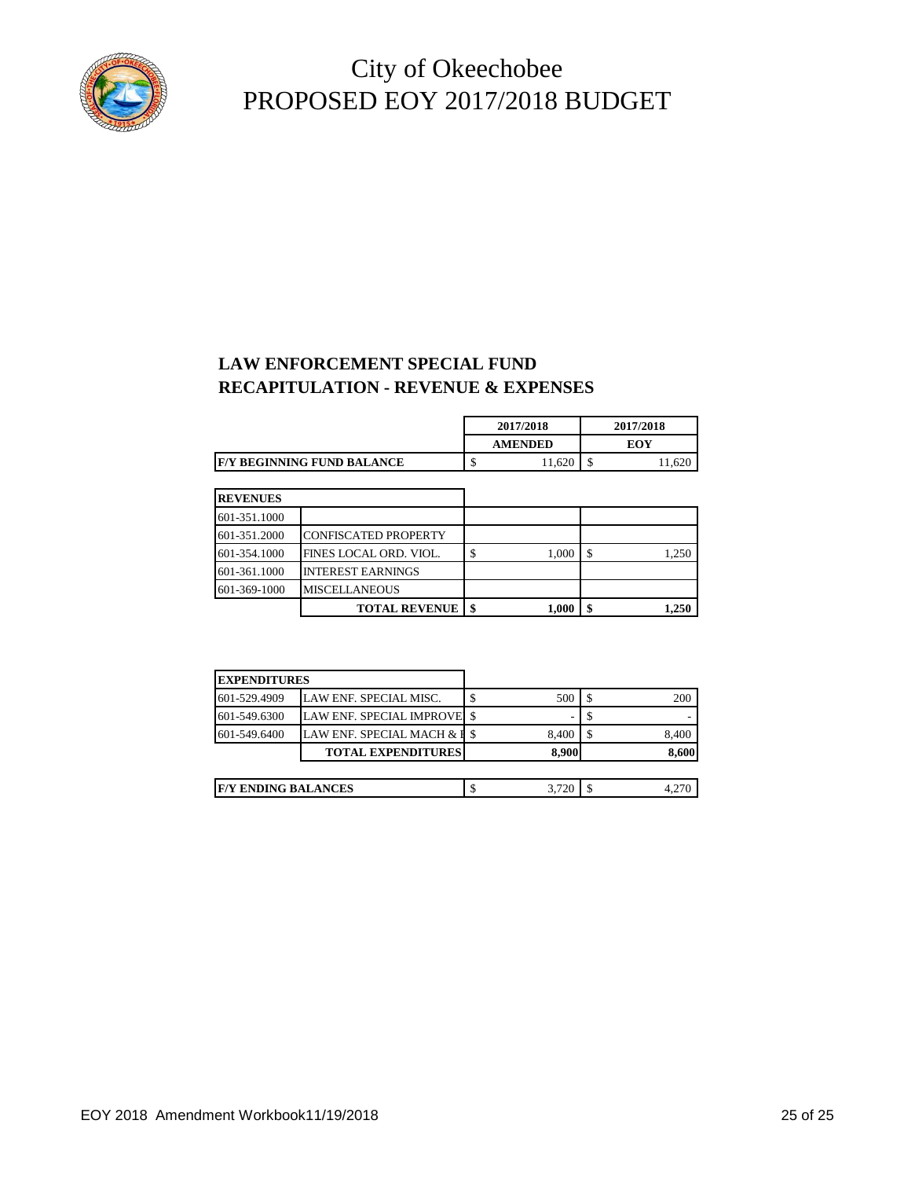# City of Okeechobee
# PROPOSED EOY 2017/2018 BUDGET

## LAW ENFORCEMENT SPECIAL FUND
## RECAPITULATION - REVENUE & EXPENSES

| | | 2017/2018 AMENDED | 2017/2018 EOY |
|---|---|---|---|
| **F/Y BEGINNING FUND BALANCE** | | $ 11,620 | $ 11,620 |
| **REVENUES** | | | |
| 601-351.1000 | | | |
| 601-351.2000 | CONFISCATED PROPERTY | | |
| 601-354.1000 | FINES LOCAL ORD. VIOL. | $ 1,000 | $ 1,250 |
| 601-361.1000 | INTEREST EARNINGS | | |
| 601-369-1000 | MISCELLANEOUS | | |
| | **TOTAL REVENUE** | **$ 1,000** | **$ 1,250** |
| **EXPENDITURES** | | | |
| 601-529.4909 | LAW ENF. SPECIAL MISC. | $ 500 | $ 200 |
| 601-549.6300 | LAW ENF. SPECIAL IMPROVE | $ - | $ - |
| 601-549.6400 | LAW ENF. SPECIAL MACH & E | $ 8,400 | $ 8,400 |
| | **TOTAL EXPENDITURES** | **8,900** | **8,600** |
| **F/Y ENDING BALANCES** | | $ 3,720 | $ 4,270 |

EOY 2018 Amendment Workbook11/19/2018